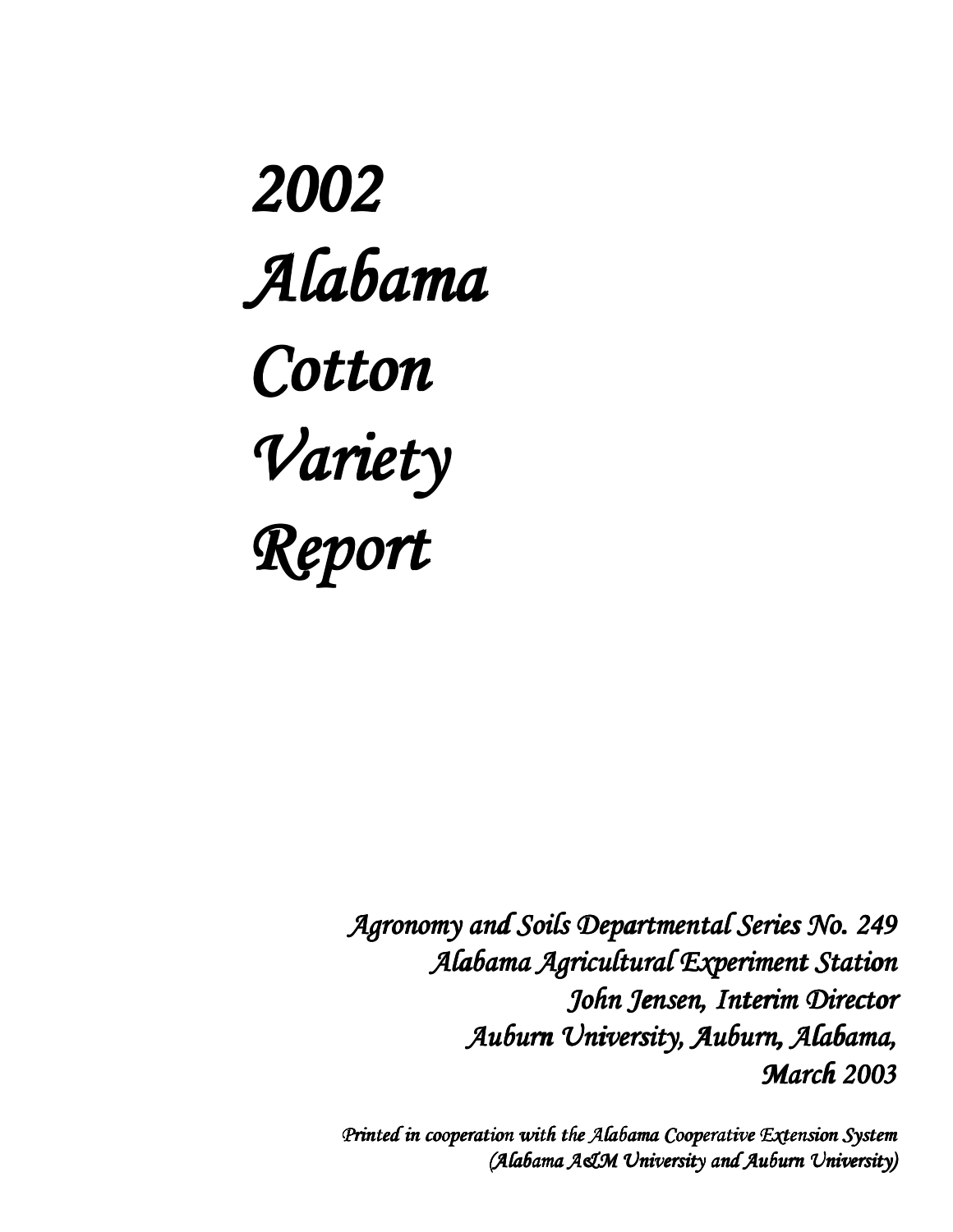# 2002 Alabama Cotton Variety Report

*Agronomy and Soils Departmental Series No. 249*
*Alabama Agricultural Experiment Station*
*John Jensen, Interim Director*
*Auburn University, Auburn, Alabama,*
*March 2003*

*Printed in cooperation with the Alabama Cooperative Extension System*
*(Alabama A&M University and Auburn University)*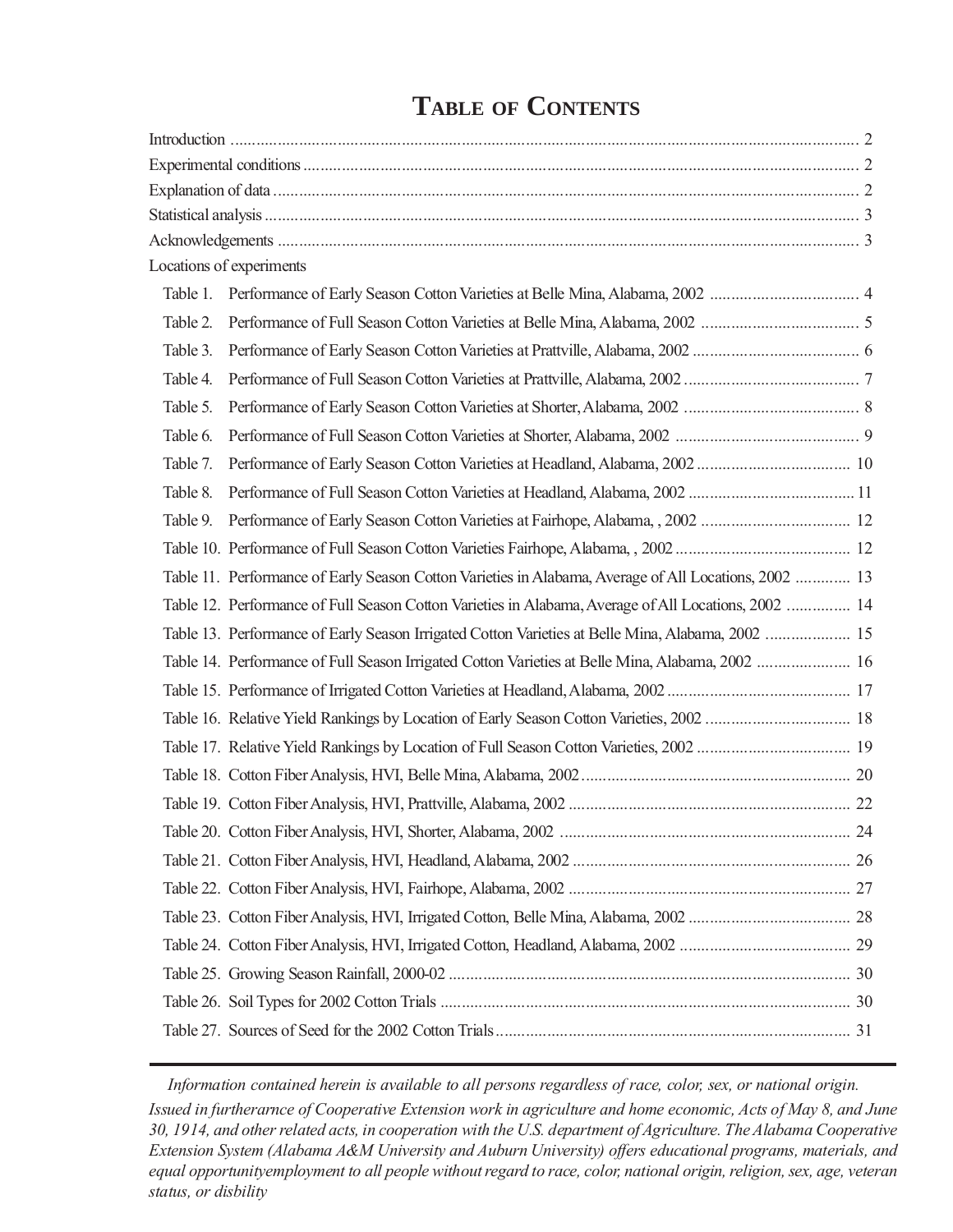# Table of Contents

| | |
|---|---|
| Introduction | 2 |
| Experimental conditions | 2 |
| Explanation of data | 2 |
| Statistical analysis | 3 |
| Acknowledgements | 3 |
| Locations of experiments | |
| Table 1. Performance of Early Season Cotton Varieties at Belle Mina, Alabama, 2002 | 4 |
| Table 2. Performance of Full Season Cotton Varieties at Belle Mina, Alabama, 2002 | 5 |
| Table 3. Performance of Early Season Cotton Varieties at Prattville, Alabama, 2002 | 6 |
| Table 4. Performance of Full Season Cotton Varieties at Prattville, Alabama, 2002 | 7 |
| Table 5. Performance of Early Season Cotton Varieties at Shorter, Alabama, 2002 | 8 |
| Table 6. Performance of Full Season Cotton Varieties at Shorter, Alabama, 2002 | 9 |
| Table 7. Performance of Early Season Cotton Varieties at Headland, Alabama, 2002 | 10 |
| Table 8. Performance of Full Season Cotton Varieties at Headland, Alabama, 2002 | 11 |
| Table 9. Performance of Early Season Cotton Varieties at Fairhope, Alabama, , 2002 | 12 |
| Table 10. Performance of Full Season Cotton Varieties Fairhope, Alabama, , 2002 | 12 |
| Table 11. Performance of Early Season Cotton Varieties in Alabama, Average of All Locations, 2002 | 13 |
| Table 12. Performance of Full Season Cotton Varieties in Alabama, Average of All Locations, 2002 | 14 |
| Table 13. Performance of Early Season Irrigated Cotton Varieties at Belle Mina, Alabama, 2002 | 15 |
| Table 14. Performance of Full Season Irrigated Cotton Varieties at Belle Mina, Alabama, 2002 | 16 |
| Table 15. Performance of Irrigated Cotton Varieties at Headland, Alabama, 2002 | 17 |
| Table 16. Relative Yield Rankings by Location of Early Season Cotton Varieties, 2002 | 18 |
| Table 17. Relative Yield Rankings by Location of Full Season Cotton Varieties, 2002 | 19 |
| Table 18. Cotton Fiber Analysis, HVI, Belle Mina, Alabama, 2002 | 20 |
| Table 19. Cotton Fiber Analysis, HVI, Prattville, Alabama, 2002 | 22 |
| Table 20. Cotton Fiber Analysis, HVI, Shorter, Alabama, 2002 | 24 |
| Table 21. Cotton Fiber Analysis, HVI, Headland, Alabama, 2002 | 26 |
| Table 22. Cotton Fiber Analysis, HVI, Fairhope, Alabama, 2002 | 27 |
| Table 23. Cotton Fiber Analysis, HVI, Irrigated Cotton, Belle Mina, Alabama, 2002 | 28 |
| Table 24. Cotton Fiber Analysis, HVI, Irrigated Cotton, Headland, Alabama, 2002 | 29 |
| Table 25. Growing Season Rainfall, 2000-02 | 30 |
| Table 26. Soil Types for 2002 Cotton Trials | 30 |
| Table 27. Sources of Seed for the 2002 Cotton Trials | 31 |

---

*Information contained herein is available to all persons regardless of race, color, sex, or national origin.*

*Issued in furtherarnce of Cooperative Extension work in agriculture and home economic, Acts of May 8, and June 30, 1914, and other related acts, in cooperation with the U.S. department of Agriculture. The Alabama Cooperative Extension System (Alabama A&M University and Auburn University) offers educational programs, materials, and equal opportunityemployment to all people without regard to race, color, national origin, religion, sex, age, veteran status, or disbility*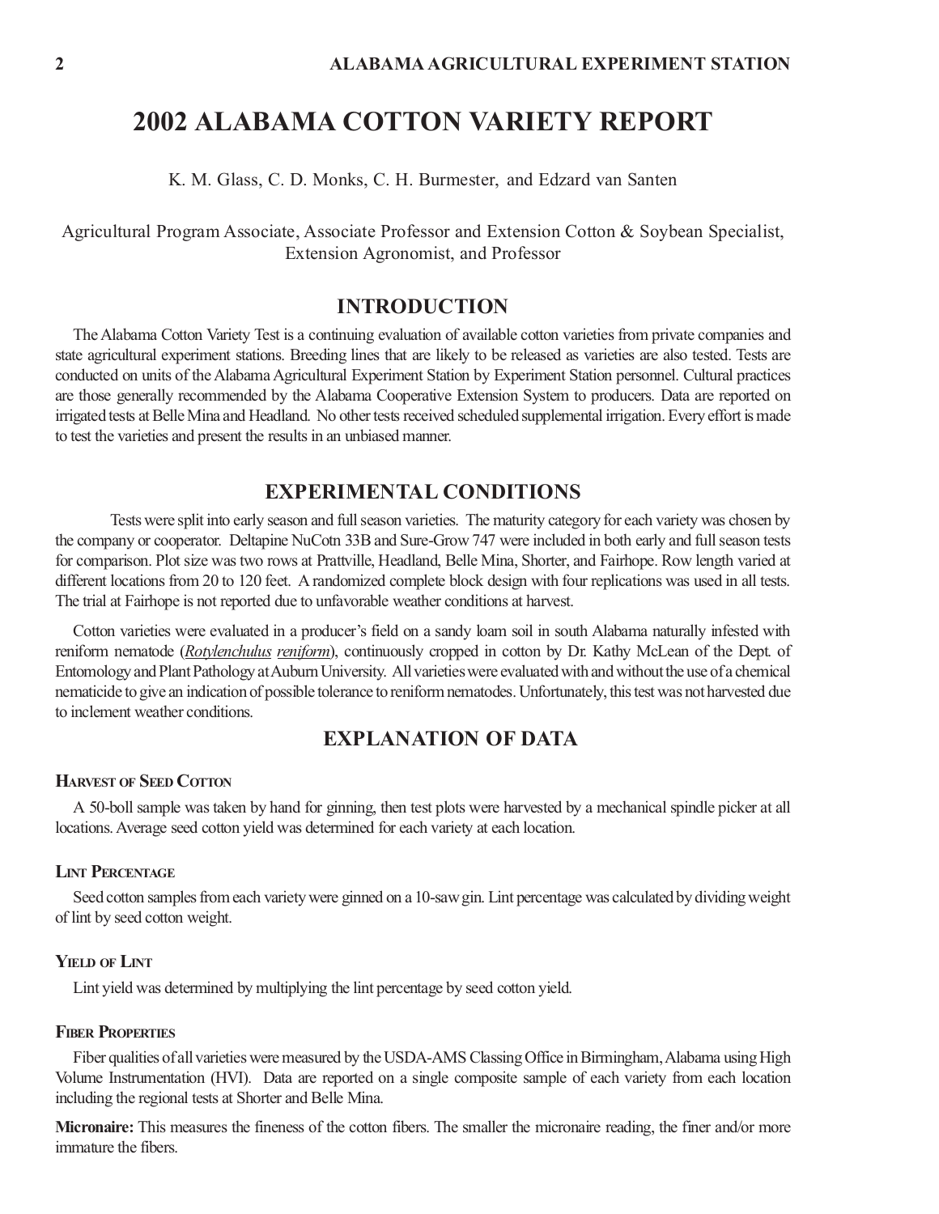# 2002 ALABAMA COTTON VARIETY REPORT

K. M. Glass, C. D. Monks, C. H. Burmester, and Edzard van Santen

Agricultural Program Associate, Associate Professor and Extension Cotton & Soybean Specialist, Extension Agronomist, and Professor

## INTRODUCTION

The Alabama Cotton Variety Test is a continuing evaluation of available cotton varieties from private companies and state agricultural experiment stations. Breeding lines that are likely to be released as varieties are also tested. Tests are conducted on units of the Alabama Agricultural Experiment Station by Experiment Station personnel. Cultural practices are those generally recommended by the Alabama Cooperative Extension System to producers. Data are reported on irrigated tests at Belle Mina and Headland. No other tests received scheduled supplemental irrigation. Every effort is made to test the varieties and present the results in an unbiased manner.

## EXPERIMENTAL CONDITIONS

Tests were split into early season and full season varieties. The maturity category for each variety was chosen by the company or cooperator. Deltapine NuCotn 33B and Sure-Grow 747 were included in both early and full season tests for comparison. Plot size was two rows at Prattville, Headland, Belle Mina, Shorter, and Fairhope. Row length varied at different locations from 20 to 120 feet. A randomized complete block design with four replications was used in all tests. The trial at Fairhope is not reported due to unfavorable weather conditions at harvest.

Cotton varieties were evaluated in a producer's field on a sandy loam soil in south Alabama naturally infested with reniform nematode (*Rotylenchulus reniform*), continuously cropped in cotton by Dr. Kathy McLean of the Dept. of Entomology and Plant Pathology at Auburn University. All varieties were evaluated with and without the use of a chemical nematicide to give an indication of possible tolerance to reniform nematodes. Unfortunately, this test was not harvested due to inclement weather conditions.

## EXPLANATION OF DATA

### Harvest of Seed Cotton

A 50-boll sample was taken by hand for ginning, then test plots were harvested by a mechanical spindle picker at all locations. Average seed cotton yield was determined for each variety at each location.

### Lint Percentage

Seed cotton samples from each variety were ginned on a 10-saw gin. Lint percentage was calculated by dividing weight of lint by seed cotton weight.

### Yield of Lint

Lint yield was determined by multiplying the lint percentage by seed cotton yield.

### Fiber Properties

Fiber qualities of all varieties were measured by the USDA-AMS Classing Office in Birmingham, Alabama using High Volume Instrumentation (HVI). Data are reported on a single composite sample of each variety from each location including the regional tests at Shorter and Belle Mina.

**Micronaire:** This measures the fineness of the cotton fibers. The smaller the micronaire reading, the finer and/or more immature the fibers.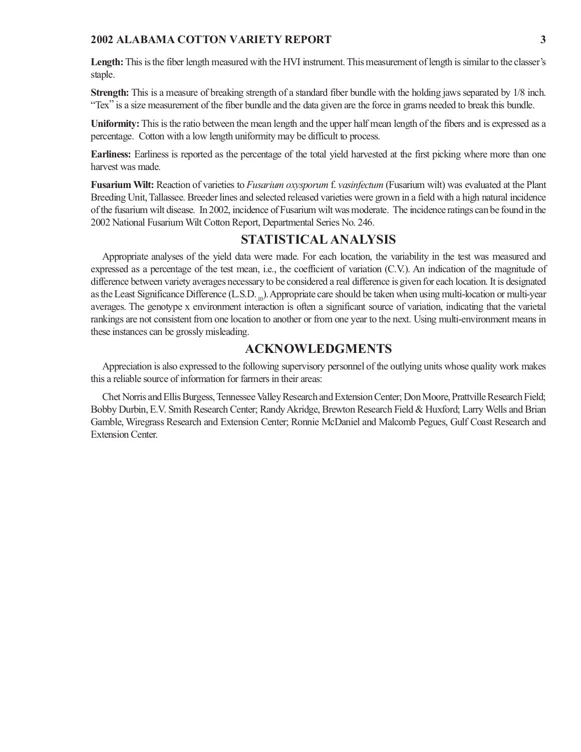**Length:** This is the fiber length measured with the HVI instrument. This measurement of length is similar to the classer's staple.

**Strength:** This is a measure of breaking strength of a standard fiber bundle with the holding jaws separated by 1/8 inch. "Tex" is a size measurement of the fiber bundle and the data given are the force in grams needed to break this bundle.

**Uniformity:** This is the ratio between the mean length and the upper half mean length of the fibers and is expressed as a percentage. Cotton with a low length uniformity may be difficult to process.

**Earliness:** Earliness is reported as the percentage of the total yield harvested at the first picking where more than one harvest was made.

**Fusarium Wilt:** Reaction of varieties to *Fusarium oxysporum* f. *vasinfectum* (Fusarium wilt) was evaluated at the Plant Breeding Unit, Tallassee. Breeder lines and selected released varieties were grown in a field with a high natural incidence of the fusarium wilt disease. In 2002, incidence of Fusarium wilt was moderate. The incidence ratings can be found in the 2002 National Fusarium Wilt Cotton Report, Departmental Series No. 246.

## STATISTICAL ANALYSIS

Appropriate analyses of the yield data were made. For each location, the variability in the test was measured and expressed as a percentage of the test mean, i.e., the coefficient of variation (C.V.). An indication of the magnitude of difference between variety averages necessary to be considered a real difference is given for each location. It is designated as the Least Significance Difference ($L.S.D._{.10}$). Appropriate care should be taken when using multi-location or multi-year averages. The genotype x environment interaction is often a significant source of variation, indicating that the varietal rankings are not consistent from one location to another or from one year to the next. Using multi-environment means in these instances can be grossly misleading.

## ACKNOWLEDGMENTS

Appreciation is also expressed to the following supervisory personnel of the outlying units whose quality work makes this a reliable source of information for farmers in their areas:

Chet Norris and Ellis Burgess, Tennessee Valley Research and Extension Center; Don Moore, Prattville Research Field; Bobby Durbin, E.V. Smith Research Center; Randy Akridge, Brewton Research Field & Huxford; Larry Wells and Brian Gamble, Wiregrass Research and Extension Center; Ronnie McDaniel and Malcomb Pegues, Gulf Coast Research and Extension Center.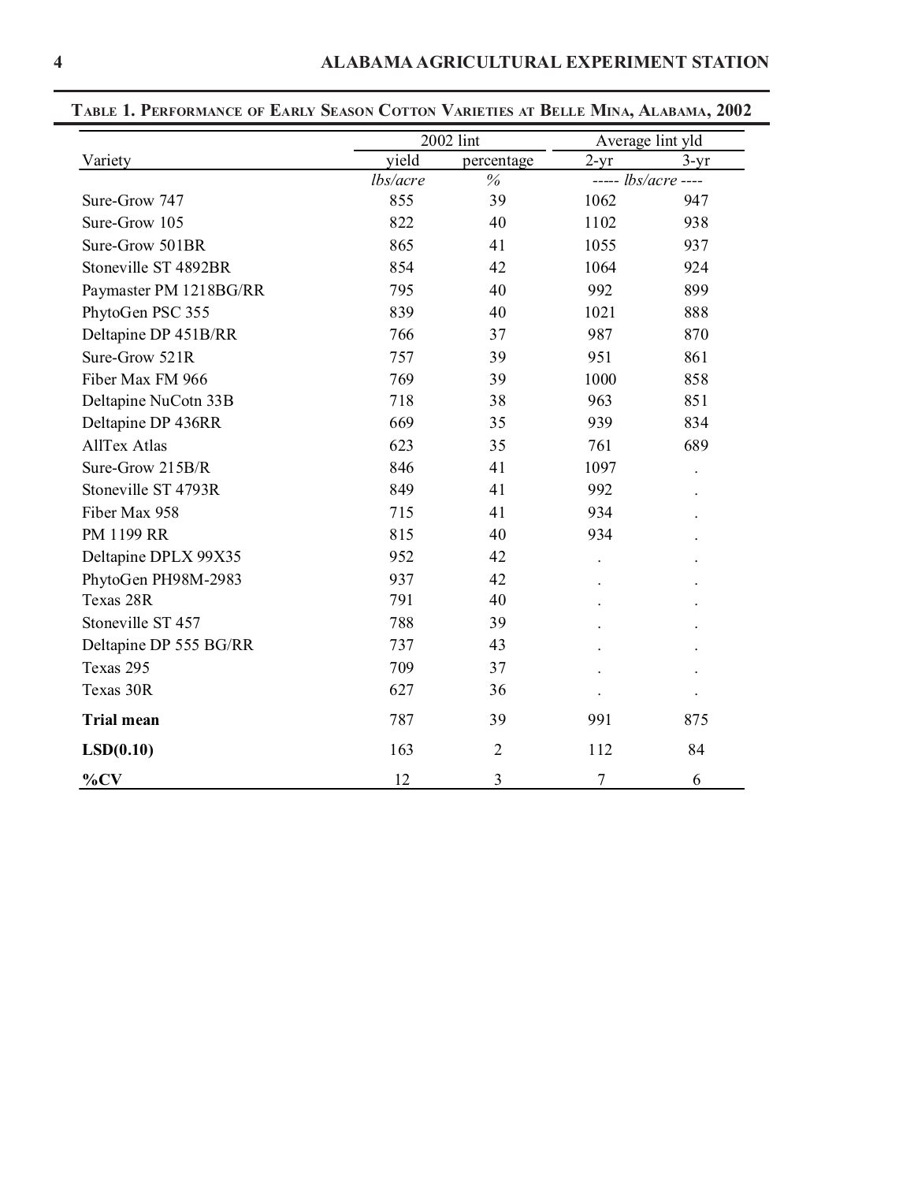**TABLE 1. PERFORMANCE OF EARLY SEASON COTTON VARIETIES AT BELLE MINA, ALABAMA, 2002**

| | 2002 lint | | Average lint yld | |
|---|---|---|---|---|
| Variety | yield | percentage | 2-yr | 3-yr |
| | *lbs/acre* | *%* | ----- *lbs/acre* ---- | |
| Sure-Grow 747 | 855 | 39 | 1062 | 947 |
| Sure-Grow 105 | 822 | 40 | 1102 | 938 |
| Sure-Grow 501BR | 865 | 41 | 1055 | 937 |
| Stoneville ST 4892BR | 854 | 42 | 1064 | 924 |
| Paymaster PM 1218BG/RR | 795 | 40 | 992 | 899 |
| PhytoGen PSC 355 | 839 | 40 | 1021 | 888 |
| Deltapine DP 451B/RR | 766 | 37 | 987 | 870 |
| Sure-Grow 521R | 757 | 39 | 951 | 861 |
| Fiber Max FM 966 | 769 | 39 | 1000 | 858 |
| Deltapine NuCotn 33B | 718 | 38 | 963 | 851 |
| Deltapine DP 436RR | 669 | 35 | 939 | 834 |
| AllTex Atlas | 623 | 35 | 761 | 689 |
| Sure-Grow 215B/R | 846 | 41 | 1097 | . |
| Stoneville ST 4793R | 849 | 41 | 992 | . |
| Fiber Max 958 | 715 | 41 | 934 | . |
| PM 1199 RR | 815 | 40 | 934 | . |
| Deltapine DPLX 99X35 | 952 | 42 | . | . |
| PhytoGen PH98M-2983 | 937 | 42 | . | . |
| Texas 28R | 791 | 40 | . | . |
| Stoneville ST 457 | 788 | 39 | . | . |
| Deltapine DP 555 BG/RR | 737 | 43 | . | . |
| Texas 295 | 709 | 37 | . | . |
| Texas 30R | 627 | 36 | . | . |
| **Trial mean** | 787 | 39 | 991 | 875 |
| **LSD(0.10)** | 163 | 2 | 112 | 84 |
| **%CV** | 12 | 3 | 7 | 6 |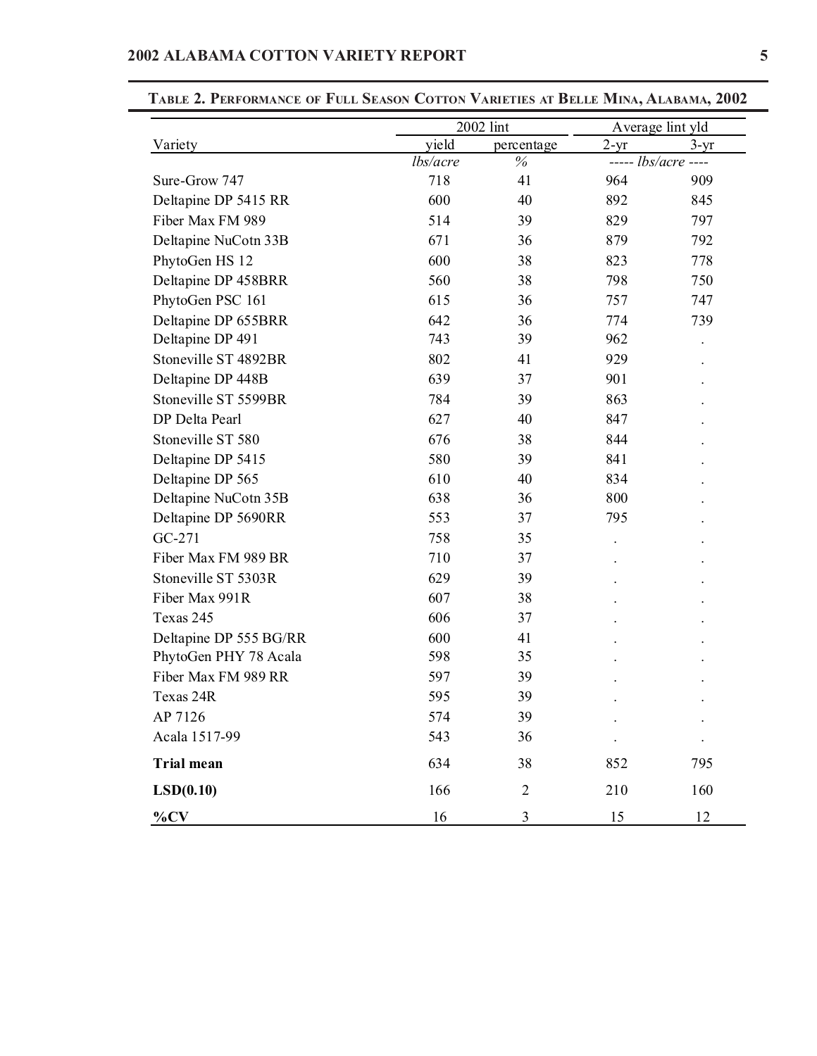## Table 2. Performance of Full Season Cotton Varieties at Belle Mina, Alabama, 2002

| Variety | 2002 lint | | Average lint yld | |
|---|---|---|---|---|
| | yield | percentage | 2-yr | 3-yr |
| | *lbs/acre* | *%* | ----- *lbs/acre* ---- | |
| Sure-Grow 747 | 718 | 41 | 964 | 909 |
| Deltapine DP 5415 RR | 600 | 40 | 892 | 845 |
| Fiber Max FM 989 | 514 | 39 | 829 | 797 |
| Deltapine NuCotn 33B | 671 | 36 | 879 | 792 |
| PhytoGen HS 12 | 600 | 38 | 823 | 778 |
| Deltapine DP 458BRR | 560 | 38 | 798 | 750 |
| PhytoGen PSC 161 | 615 | 36 | 757 | 747 |
| Deltapine DP 655BRR | 642 | 36 | 774 | 739 |
| Deltapine DP 491 | 743 | 39 | 962 | . |
| Stoneville ST 4892BR | 802 | 41 | 929 | . |
| Deltapine DP 448B | 639 | 37 | 901 | . |
| Stoneville ST 5599BR | 784 | 39 | 863 | . |
| DP Delta Pearl | 627 | 40 | 847 | . |
| Stoneville ST 580 | 676 | 38 | 844 | . |
| Deltapine DP 5415 | 580 | 39 | 841 | . |
| Deltapine DP 565 | 610 | 40 | 834 | . |
| Deltapine NuCotn 35B | 638 | 36 | 800 | . |
| Deltapine DP 5690RR | 553 | 37 | 795 | . |
| GC-271 | 758 | 35 | . | . |
| Fiber Max FM 989 BR | 710 | 37 | . | . |
| Stoneville ST 5303R | 629 | 39 | . | . |
| Fiber Max 991R | 607 | 38 | . | . |
| Texas 245 | 606 | 37 | . | . |
| Deltapine DP 555 BG/RR | 600 | 41 | . | . |
| PhytoGen PHY 78 Acala | 598 | 35 | . | . |
| Fiber Max FM 989 RR | 597 | 39 | . | . |
| Texas 24R | 595 | 39 | . | . |
| AP 7126 | 574 | 39 | . | . |
| Acala 1517-99 | 543 | 36 | . | . |
| **Trial mean** | 634 | 38 | 852 | 795 |
| **LSD(0.10)** | 166 | 2 | 210 | 160 |
| **%CV** | 16 | 3 | 15 | 12 |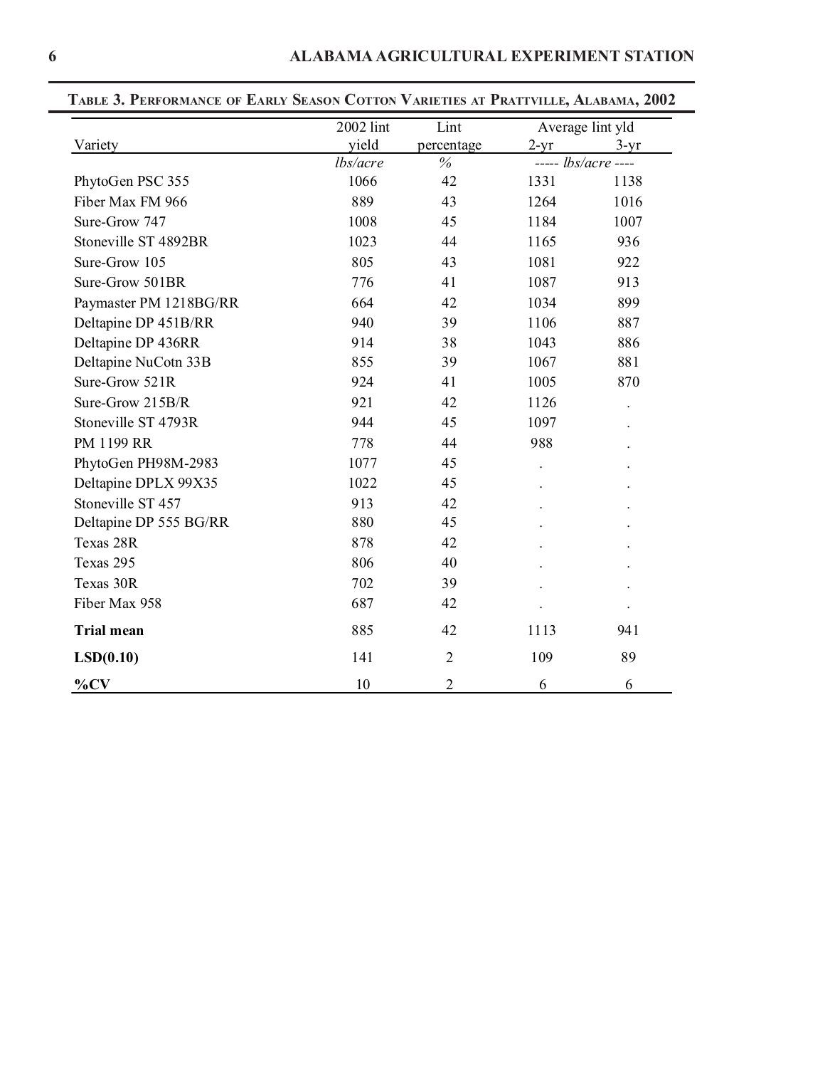**TABLE 3. PERFORMANCE OF EARLY SEASON COTTON VARIETIES AT PRATTVILLE, ALABAMA, 2002**

| Variety | 2002 lint yield | Lint percentage | Average lint yld | |
|---|---|---|---|---|
| | | | 2-yr | 3-yr |
| | *lbs/acre* | *%* | ----- *lbs/acre* ---- | |
| PhytoGen PSC 355 | 1066 | 42 | 1331 | 1138 |
| Fiber Max FM 966 | 889 | 43 | 1264 | 1016 |
| Sure-Grow 747 | 1008 | 45 | 1184 | 1007 |
| Stoneville ST 4892BR | 1023 | 44 | 1165 | 936 |
| Sure-Grow 105 | 805 | 43 | 1081 | 922 |
| Sure-Grow 501BR | 776 | 41 | 1087 | 913 |
| Paymaster PM 1218BG/RR | 664 | 42 | 1034 | 899 |
| Deltapine DP 451B/RR | 940 | 39 | 1106 | 887 |
| Deltapine DP 436RR | 914 | 38 | 1043 | 886 |
| Deltapine NuCotn 33B | 855 | 39 | 1067 | 881 |
| Sure-Grow 521R | 924 | 41 | 1005 | 870 |
| Sure-Grow 215B/R | 921 | 42 | 1126 | . |
| Stoneville ST 4793R | 944 | 45 | 1097 | . |
| PM 1199 RR | 778 | 44 | 988 | . |
| PhytoGen PH98M-2983 | 1077 | 45 | . | . |
| Deltapine DPLX 99X35 | 1022 | 45 | . | . |
| Stoneville ST 457 | 913 | 42 | . | . |
| Deltapine DP 555 BG/RR | 880 | 45 | . | . |
| Texas 28R | 878 | 42 | . | . |
| Texas 295 | 806 | 40 | . | . |
| Texas 30R | 702 | 39 | . | . |
| Fiber Max 958 | 687 | 42 | . | . |
| **Trial mean** | 885 | 42 | 1113 | 941 |
| **LSD(0.10)** | 141 | 2 | 109 | 89 |
| **%CV** | 10 | 2 | 6 | 6 |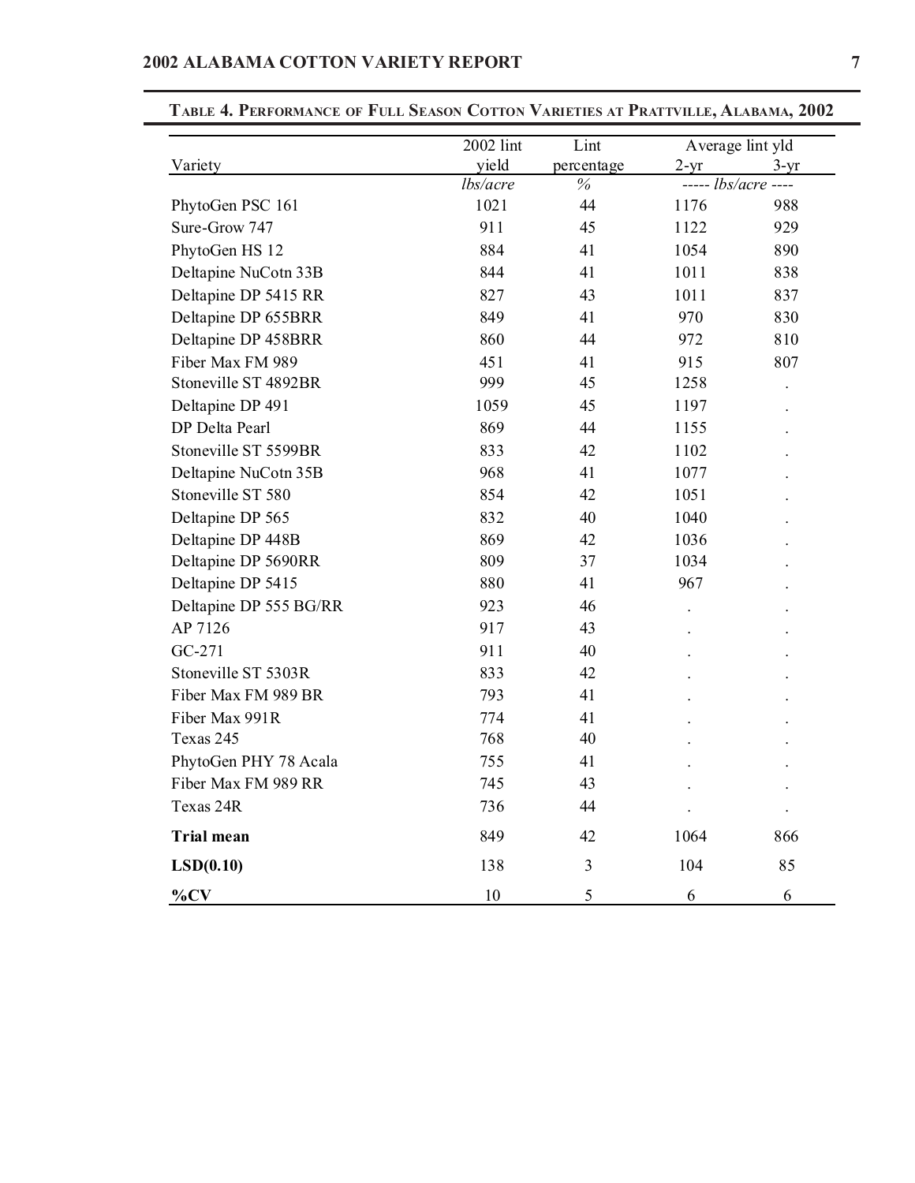## TABLE 4. PERFORMANCE OF FULL SEASON COTTON VARIETIES AT PRATTVILLE, ALABAMA, 2002

| Variety | 2002 lint yield | Lint percentage | Average lint yld 2-yr | Average lint yld 3-yr |
|---|---|---|---|---|
| | *lbs/acre* | *%* | ----- *lbs/acre* ---- | |
| PhytoGen PSC 161 | 1021 | 44 | 1176 | 988 |
| Sure-Grow 747 | 911 | 45 | 1122 | 929 |
| PhytoGen HS 12 | 884 | 41 | 1054 | 890 |
| Deltapine NuCotn 33B | 844 | 41 | 1011 | 838 |
| Deltapine DP 5415 RR | 827 | 43 | 1011 | 837 |
| Deltapine DP 655BRR | 849 | 41 | 970 | 830 |
| Deltapine DP 458BRR | 860 | 44 | 972 | 810 |
| Fiber Max FM 989 | 451 | 41 | 915 | 807 |
| Stoneville ST 4892BR | 999 | 45 | 1258 | . |
| Deltapine DP 491 | 1059 | 45 | 1197 | . |
| DP Delta Pearl | 869 | 44 | 1155 | . |
| Stoneville ST 5599BR | 833 | 42 | 1102 | . |
| Deltapine NuCotn 35B | 968 | 41 | 1077 | . |
| Stoneville ST 580 | 854 | 42 | 1051 | . |
| Deltapine DP 565 | 832 | 40 | 1040 | . |
| Deltapine DP 448B | 869 | 42 | 1036 | . |
| Deltapine DP 5690RR | 809 | 37 | 1034 | . |
| Deltapine DP 5415 | 880 | 41 | 967 | . |
| Deltapine DP 555 BG/RR | 923 | 46 | . | . |
| AP 7126 | 917 | 43 | . | . |
| GC-271 | 911 | 40 | . | . |
| Stoneville ST 5303R | 833 | 42 | . | . |
| Fiber Max FM 989 BR | 793 | 41 | . | . |
| Fiber Max 991R | 774 | 41 | . | . |
| Texas 245 | 768 | 40 | . | . |
| PhytoGen PHY 78 Acala | 755 | 41 | . | . |
| Fiber Max FM 989 RR | 745 | 43 | . | . |
| Texas 24R | 736 | 44 | . | . |
| **Trial mean** | 849 | 42 | 1064 | 866 |
| **LSD(0.10)** | 138 | 3 | 104 | 85 |
| **%CV** | 10 | 5 | 6 | 6 |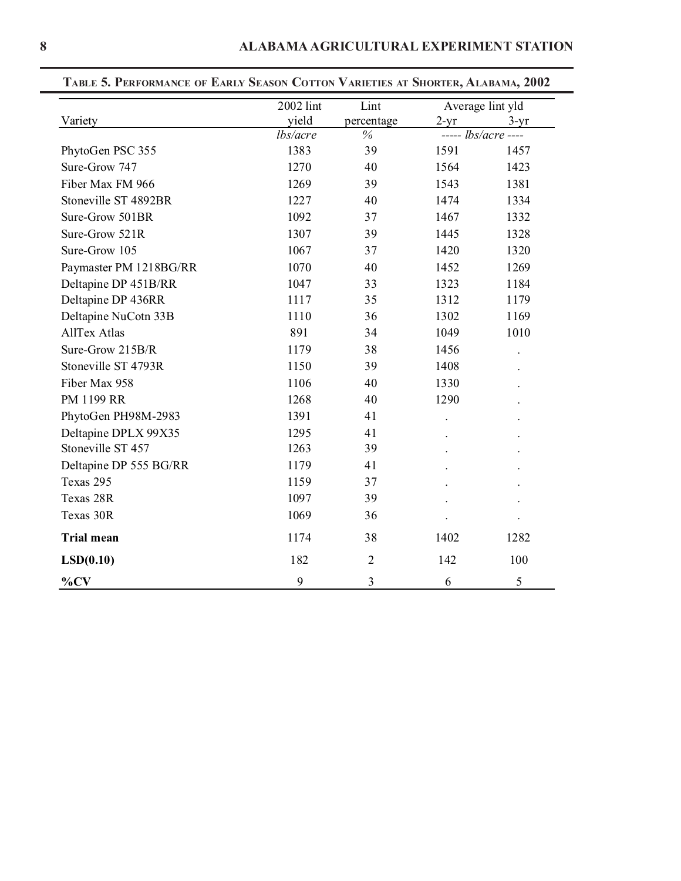**Table 5. Performance of Early Season Cotton Varieties at Shorter, Alabama, 2002**

| Variety | 2002 lint yield | Lint percentage | Average lint yld 2-yr | Average lint yld 3-yr |
|---|---|---|---|---|
| | *lbs/acre* | *%* | ----- *lbs/acre* | ---- |
| PhytoGen PSC 355 | 1383 | 39 | 1591 | 1457 |
| Sure-Grow 747 | 1270 | 40 | 1564 | 1423 |
| Fiber Max FM 966 | 1269 | 39 | 1543 | 1381 |
| Stoneville ST 4892BR | 1227 | 40 | 1474 | 1334 |
| Sure-Grow 501BR | 1092 | 37 | 1467 | 1332 |
| Sure-Grow 521R | 1307 | 39 | 1445 | 1328 |
| Sure-Grow 105 | 1067 | 37 | 1420 | 1320 |
| Paymaster PM 1218BG/RR | 1070 | 40 | 1452 | 1269 |
| Deltapine DP 451B/RR | 1047 | 33 | 1323 | 1184 |
| Deltapine DP 436RR | 1117 | 35 | 1312 | 1179 |
| Deltapine NuCotn 33B | 1110 | 36 | 1302 | 1169 |
| AllTex Atlas | 891 | 34 | 1049 | 1010 |
| Sure-Grow 215B/R | 1179 | 38 | 1456 | . |
| Stoneville ST 4793R | 1150 | 39 | 1408 | . |
| Fiber Max 958 | 1106 | 40 | 1330 | . |
| PM 1199 RR | 1268 | 40 | 1290 | . |
| PhytoGen PH98M-2983 | 1391 | 41 | . | . |
| Deltapine DPLX 99X35 | 1295 | 41 | . | . |
| Stoneville ST 457 | 1263 | 39 | . | . |
| Deltapine DP 555 BG/RR | 1179 | 41 | . | . |
| Texas 295 | 1159 | 37 | . | . |
| Texas 28R | 1097 | 39 | . | . |
| Texas 30R | 1069 | 36 | . | . |
| **Trial mean** | 1174 | 38 | 1402 | 1282 |
| **LSD(0.10)** | 182 | 2 | 142 | 100 |
| **%CV** | 9 | 3 | 6 | 5 |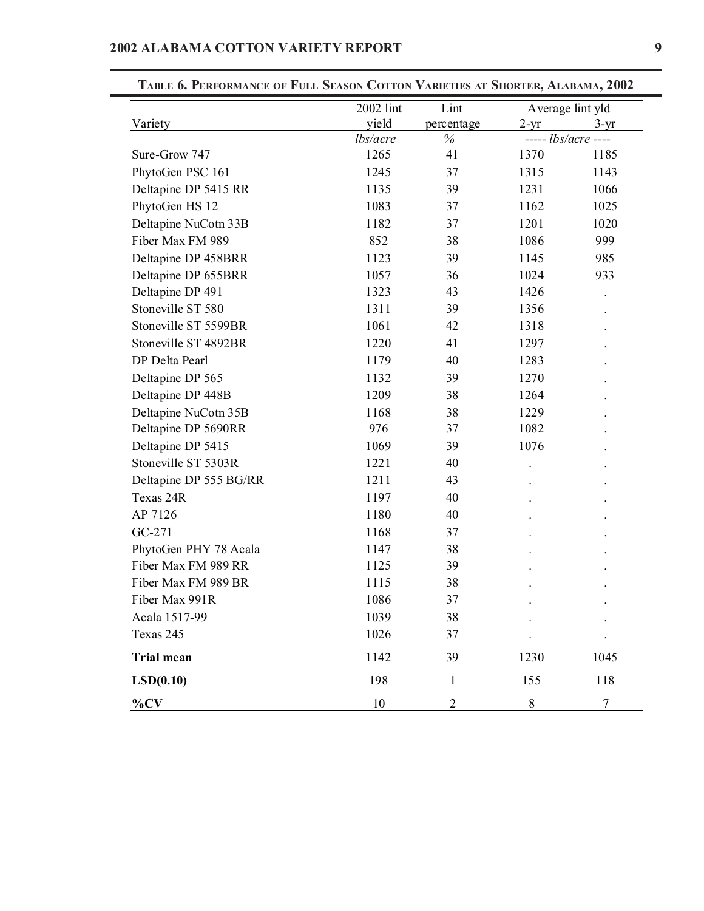## Table 6. Performance of Full Season Cotton Varieties at Shorter, Alabama, 2002

| Variety | 2002 lint yield | Lint percentage | Average lint yld 2-yr | Average lint yld 3-yr |
|---|---|---|---|---|
| | *lbs/acre* | *%* | ----- *lbs/acre* ---- | |
| Sure-Grow 747 | 1265 | 41 | 1370 | 1185 |
| PhytoGen PSC 161 | 1245 | 37 | 1315 | 1143 |
| Deltapine DP 5415 RR | 1135 | 39 | 1231 | 1066 |
| PhytoGen HS 12 | 1083 | 37 | 1162 | 1025 |
| Deltapine NuCotn 33B | 1182 | 37 | 1201 | 1020 |
| Fiber Max FM 989 | 852 | 38 | 1086 | 999 |
| Deltapine DP 458BRR | 1123 | 39 | 1145 | 985 |
| Deltapine DP 655BRR | 1057 | 36 | 1024 | 933 |
| Deltapine DP 491 | 1323 | 43 | 1426 | . |
| Stoneville ST 580 | 1311 | 39 | 1356 | . |
| Stoneville ST 5599BR | 1061 | 42 | 1318 | . |
| Stoneville ST 4892BR | 1220 | 41 | 1297 | . |
| DP Delta Pearl | 1179 | 40 | 1283 | . |
| Deltapine DP 565 | 1132 | 39 | 1270 | . |
| Deltapine DP 448B | 1209 | 38 | 1264 | . |
| Deltapine NuCotn 35B | 1168 | 38 | 1229 | . |
| Deltapine DP 5690RR | 976 | 37 | 1082 | . |
| Deltapine DP 5415 | 1069 | 39 | 1076 | . |
| Stoneville ST 5303R | 1221 | 40 | . | . |
| Deltapine DP 555 BG/RR | 1211 | 43 | . | . |
| Texas 24R | 1197 | 40 | . | . |
| AP 7126 | 1180 | 40 | . | . |
| GC-271 | 1168 | 37 | . | . |
| PhytoGen PHY 78 Acala | 1147 | 38 | . | . |
| Fiber Max FM 989 RR | 1125 | 39 | . | . |
| Fiber Max FM 989 BR | 1115 | 38 | . | . |
| Fiber Max 991R | 1086 | 37 | . | . |
| Acala 1517-99 | 1039 | 38 | . | . |
| Texas 245 | 1026 | 37 | . | . |
| **Trial mean** | 1142 | 39 | 1230 | 1045 |
| **LSD(0.10)** | 198 | 1 | 155 | 118 |
| **%CV** | 10 | 2 | 8 | 7 |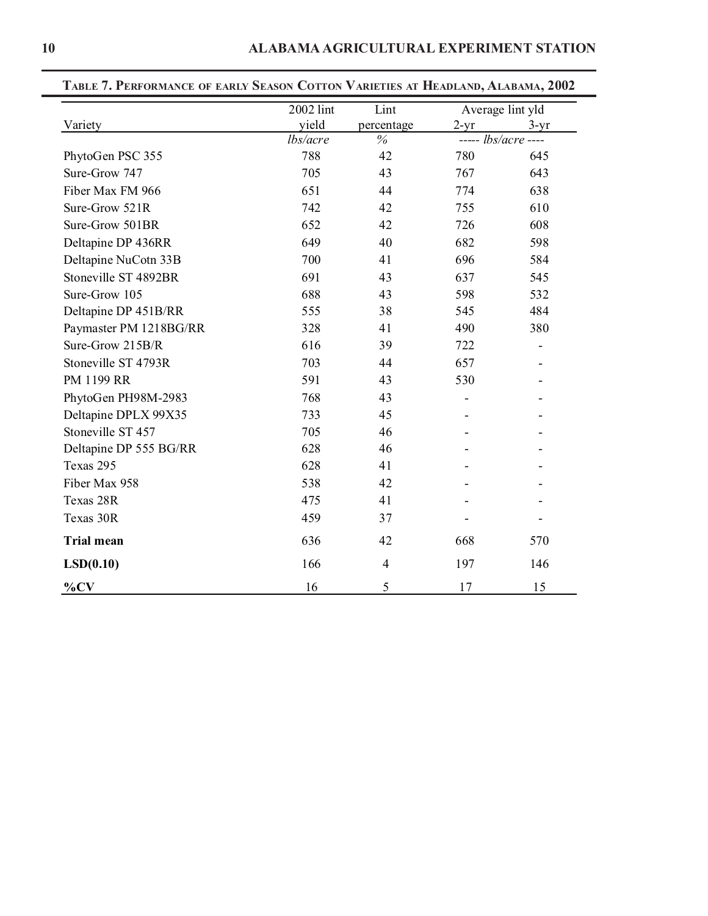**Table 7. Performance of early Season Cotton Varieties at Headland, Alabama, 2002**

| Variety | 2002 lint yield | Lint percentage | Average lint yld | |
|---|---|---|---|---|
| | | | 2-yr | 3-yr |
| | *lbs/acre* | *%* | ----- *lbs/acre* ---- | |
| PhytoGen PSC 355 | 788 | 42 | 780 | 645 |
| Sure-Grow 747 | 705 | 43 | 767 | 643 |
| Fiber Max FM 966 | 651 | 44 | 774 | 638 |
| Sure-Grow 521R | 742 | 42 | 755 | 610 |
| Sure-Grow 501BR | 652 | 42 | 726 | 608 |
| Deltapine DP 436RR | 649 | 40 | 682 | 598 |
| Deltapine NuCotn 33B | 700 | 41 | 696 | 584 |
| Stoneville ST 4892BR | 691 | 43 | 637 | 545 |
| Sure-Grow 105 | 688 | 43 | 598 | 532 |
| Deltapine DP 451B/RR | 555 | 38 | 545 | 484 |
| Paymaster PM 1218BG/RR | 328 | 41 | 490 | 380 |
| Sure-Grow 215B/R | 616 | 39 | 722 | - |
| Stoneville ST 4793R | 703 | 44 | 657 | - |
| PM 1199 RR | 591 | 43 | 530 | - |
| PhytoGen PH98M-2983 | 768 | 43 | - | - |
| Deltapine DPLX 99X35 | 733 | 45 | - | - |
| Stoneville ST 457 | 705 | 46 | - | - |
| Deltapine DP 555 BG/RR | 628 | 46 | - | - |
| Texas 295 | 628 | 41 | - | - |
| Fiber Max 958 | 538 | 42 | - | - |
| Texas 28R | 475 | 41 | - | - |
| Texas 30R | 459 | 37 | - | - |
| **Trial mean** | 636 | 42 | 668 | 570 |
| **LSD(0.10)** | 166 | 4 | 197 | 146 |
| **%CV** | 16 | 5 | 17 | 15 |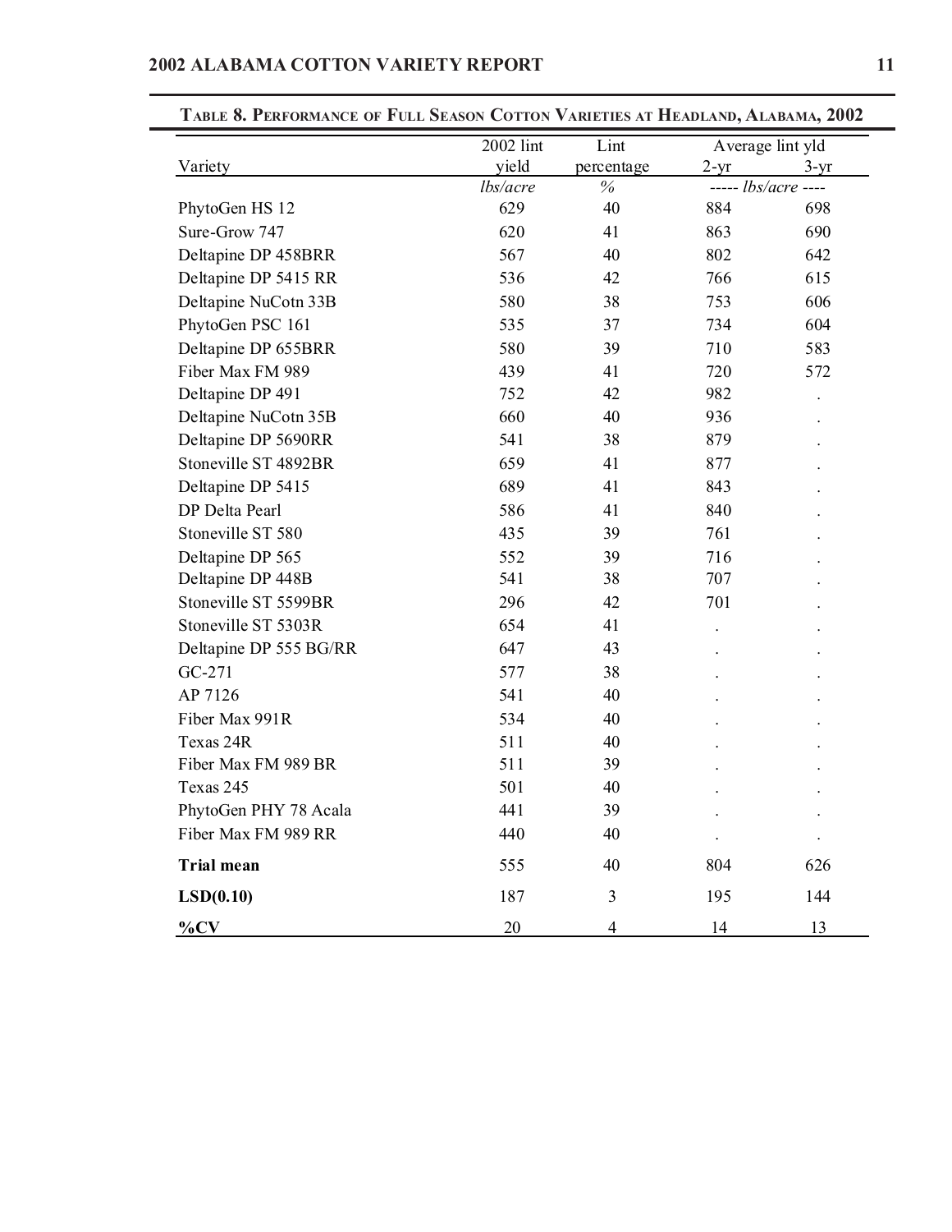**Table 8. Performance of Full Season Cotton Varieties at Headland, Alabama, 2002**

| Variety | 2002 lint yield | Lint percentage | Average lint yld | |
|---|---|---|---|---|
| | | | 2-yr | 3-yr |
| | *lbs/acre* | *%* | ----- *lbs/acre* ---- | |
| PhytoGen HS 12 | 629 | 40 | 884 | 698 |
| Sure-Grow 747 | 620 | 41 | 863 | 690 |
| Deltapine DP 458BRR | 567 | 40 | 802 | 642 |
| Deltapine DP 5415 RR | 536 | 42 | 766 | 615 |
| Deltapine NuCotn 33B | 580 | 38 | 753 | 606 |
| PhytoGen PSC 161 | 535 | 37 | 734 | 604 |
| Deltapine DP 655BRR | 580 | 39 | 710 | 583 |
| Fiber Max FM 989 | 439 | 41 | 720 | 572 |
| Deltapine DP 491 | 752 | 42 | 982 | . |
| Deltapine NuCotn 35B | 660 | 40 | 936 | . |
| Deltapine DP 5690RR | 541 | 38 | 879 | . |
| Stoneville ST 4892BR | 659 | 41 | 877 | . |
| Deltapine DP 5415 | 689 | 41 | 843 | . |
| DP Delta Pearl | 586 | 41 | 840 | . |
| Stoneville ST 580 | 435 | 39 | 761 | . |
| Deltapine DP 565 | 552 | 39 | 716 | . |
| Deltapine DP 448B | 541 | 38 | 707 | . |
| Stoneville ST 5599BR | 296 | 42 | 701 | . |
| Stoneville ST 5303R | 654 | 41 | . | . |
| Deltapine DP 555 BG/RR | 647 | 43 | . | . |
| GC-271 | 577 | 38 | . | . |
| AP 7126 | 541 | 40 | . | . |
| Fiber Max 991R | 534 | 40 | . | . |
| Texas 24R | 511 | 40 | . | . |
| Fiber Max FM 989 BR | 511 | 39 | . | . |
| Texas 245 | 501 | 40 | . | . |
| PhytoGen PHY 78 Acala | 441 | 39 | . | . |
| Fiber Max FM 989 RR | 440 | 40 | . | . |
| **Trial mean** | 555 | 40 | 804 | 626 |
| **LSD(0.10)** | 187 | 3 | 195 | 144 |
| **%CV** | 20 | 4 | 14 | 13 |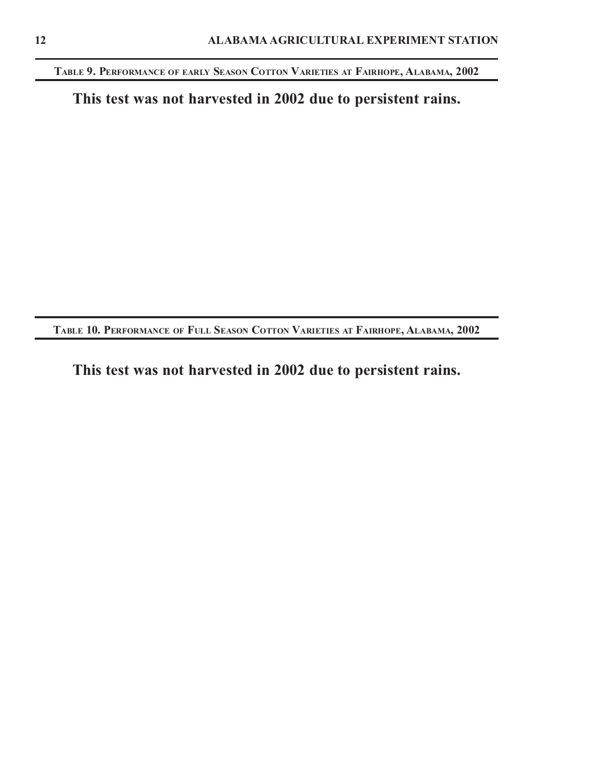**Table 9. Performance of early Season Cotton Varieties at Fairhope, Alabama, 2002**

**This test was not harvested in 2002 due to persistent rains.**

**Table 10. Performance of Full Season Cotton Varieties at Fairhope, Alabama, 2002**

**This test was not harvested in 2002 due to persistent rains.**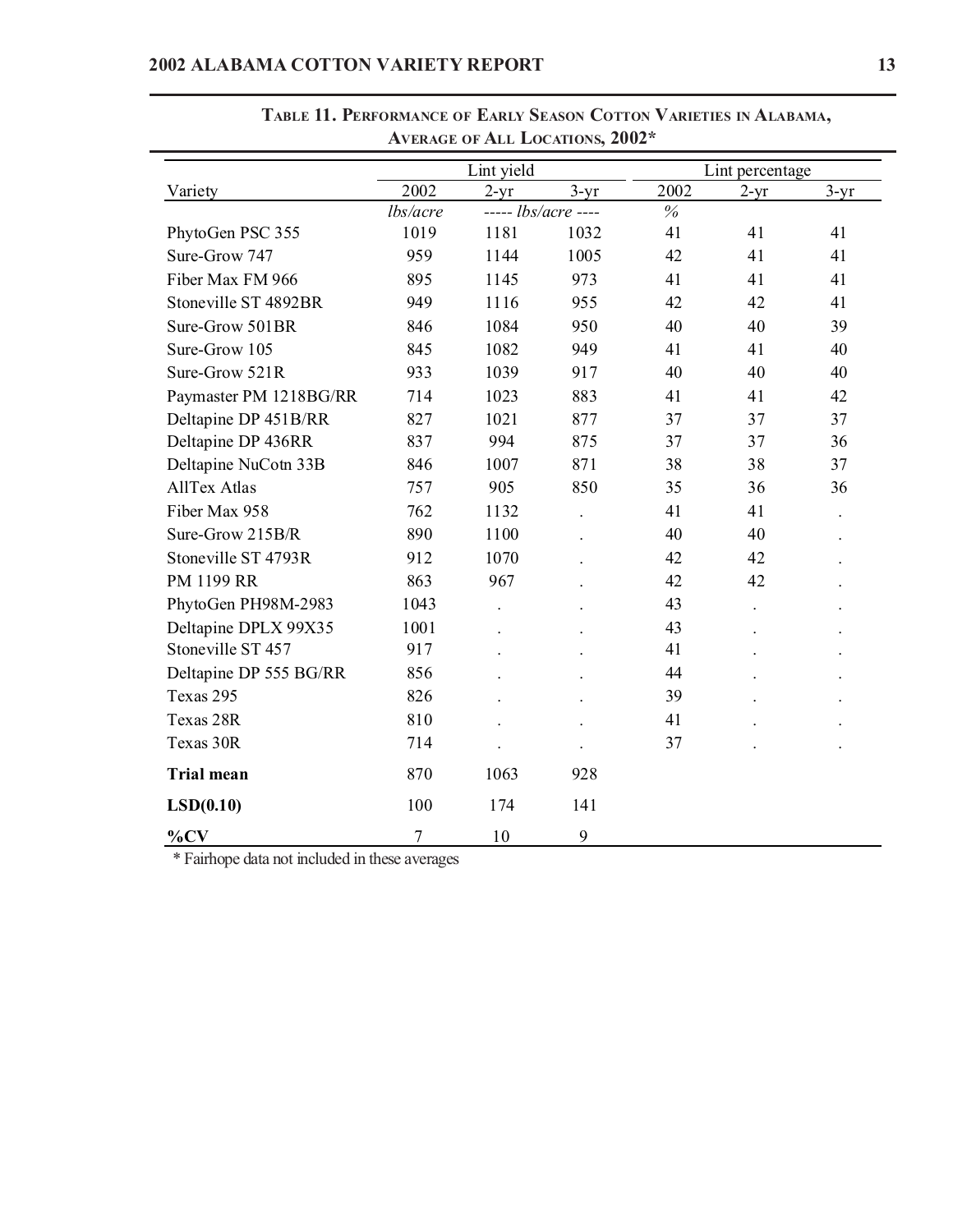**Table 11. Performance of Early Season Cotton Varieties in Alabama, Average of All Locations, 2002***

| | Lint yield | | | Lint percentage | | |
|---|---|---|---|---|---|---|
| Variety | 2002 | 2-yr | 3-yr | 2002 | 2-yr | 3-yr |
| | *lbs/acre* | ----- *lbs/acre* ---- | | *%* | | |
| PhytoGen PSC 355 | 1019 | 1181 | 1032 | 41 | 41 | 41 |
| Sure-Grow 747 | 959 | 1144 | 1005 | 42 | 41 | 41 |
| Fiber Max FM 966 | 895 | 1145 | 973 | 41 | 41 | 41 |
| Stoneville ST 4892BR | 949 | 1116 | 955 | 42 | 42 | 41 |
| Sure-Grow 501BR | 846 | 1084 | 950 | 40 | 40 | 39 |
| Sure-Grow 105 | 845 | 1082 | 949 | 41 | 41 | 40 |
| Sure-Grow 521R | 933 | 1039 | 917 | 40 | 40 | 40 |
| Paymaster PM 1218BG/RR | 714 | 1023 | 883 | 41 | 41 | 42 |
| Deltapine DP 451B/RR | 827 | 1021 | 877 | 37 | 37 | 37 |
| Deltapine DP 436RR | 837 | 994 | 875 | 37 | 37 | 36 |
| Deltapine NuCotn 33B | 846 | 1007 | 871 | 38 | 38 | 37 |
| AllTex Atlas | 757 | 905 | 850 | 35 | 36 | 36 |
| Fiber Max 958 | 762 | 1132 | . | 41 | 41 | . |
| Sure-Grow 215B/R | 890 | 1100 | . | 40 | 40 | . |
| Stoneville ST 4793R | 912 | 1070 | . | 42 | 42 | . |
| PM 1199 RR | 863 | 967 | . | 42 | 42 | . |
| PhytoGen PH98M-2983 | 1043 | . | . | 43 | . | . |
| Deltapine DPLX 99X35 | 1001 | . | . | 43 | . | . |
| Stoneville ST 457 | 917 | . | . | 41 | . | . |
| Deltapine DP 555 BG/RR | 856 | . | . | 44 | . | . |
| Texas 295 | 826 | . | . | 39 | . | . |
| Texas 28R | 810 | . | . | 41 | . | . |
| Texas 30R | 714 | . | . | 37 | . | . |
| **Trial mean** | 870 | 1063 | 928 | | | |
| **LSD(0.10)** | 100 | 174 | 141 | | | |
| **%CV** | 7 | 10 | 9 | | | |

* Fairhope data not included in these averages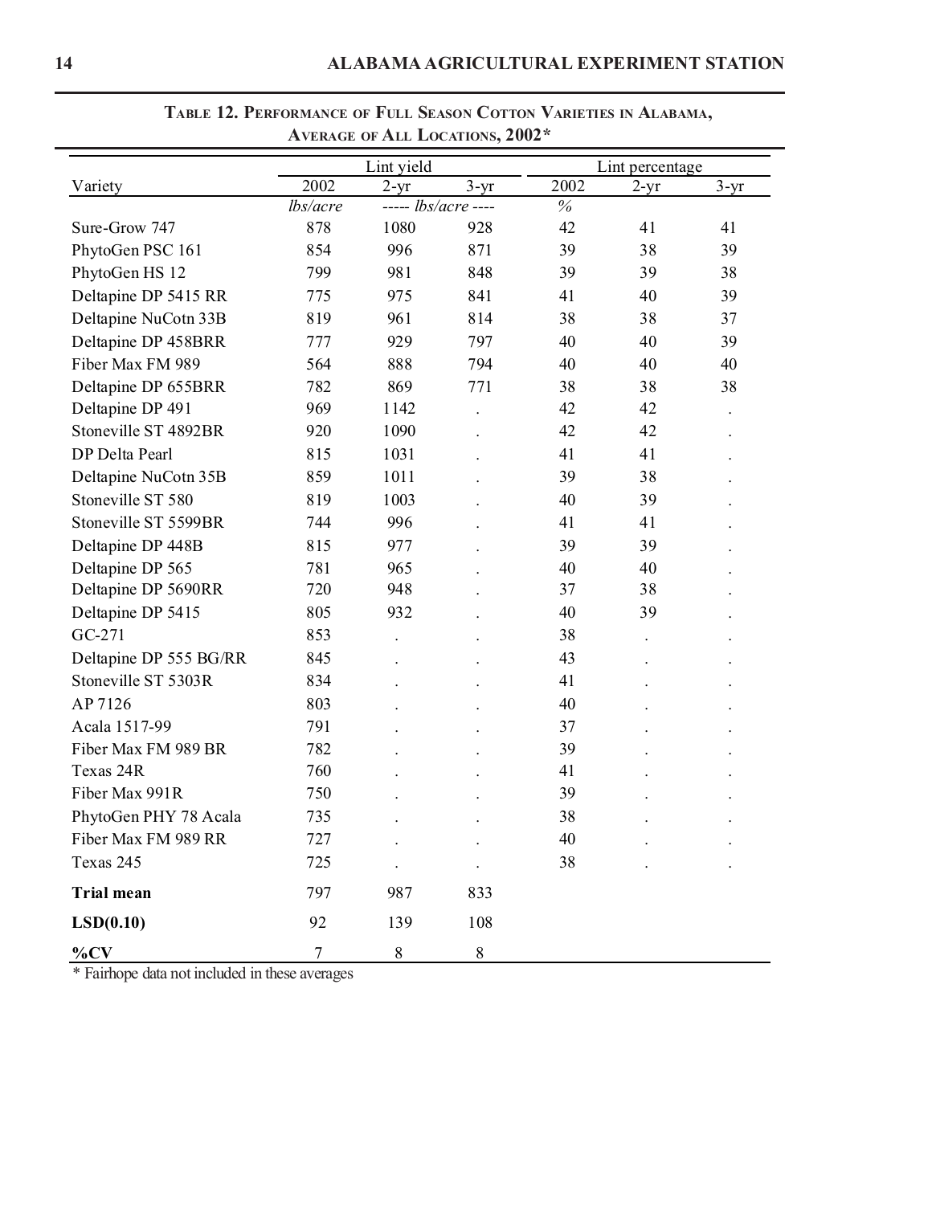**Table 12. Performance of Full Season Cotton Varieties in Alabama, Average of All Locations, 2002***

| Variety | Lint yield | | | Lint percentage | | |
|---|---|---|---|---|---|---|
| | 2002 | 2-yr | 3-yr | 2002 | 2-yr | 3-yr |
| | *lbs/acre* | ----- *lbs/acre* ---- | | *%* | | |
| Sure-Grow 747 | 878 | 1080 | 928 | 42 | 41 | 41 |
| PhytoGen PSC 161 | 854 | 996 | 871 | 39 | 38 | 39 |
| PhytoGen HS 12 | 799 | 981 | 848 | 39 | 39 | 38 |
| Deltapine DP 5415 RR | 775 | 975 | 841 | 41 | 40 | 39 |
| Deltapine NuCotn 33B | 819 | 961 | 814 | 38 | 38 | 37 |
| Deltapine DP 458BRR | 777 | 929 | 797 | 40 | 40 | 39 |
| Fiber Max FM 989 | 564 | 888 | 794 | 40 | 40 | 40 |
| Deltapine DP 655BRR | 782 | 869 | 771 | 38 | 38 | 38 |
| Deltapine DP 491 | 969 | 1142 | . | 42 | 42 | . |
| Stoneville ST 4892BR | 920 | 1090 | . | 42 | 42 | . |
| DP Delta Pearl | 815 | 1031 | . | 41 | 41 | . |
| Deltapine NuCotn 35B | 859 | 1011 | . | 39 | 38 | . |
| Stoneville ST 580 | 819 | 1003 | . | 40 | 39 | . |
| Stoneville ST 5599BR | 744 | 996 | . | 41 | 41 | . |
| Deltapine DP 448B | 815 | 977 | . | 39 | 39 | . |
| Deltapine DP 565 | 781 | 965 | . | 40 | 40 | . |
| Deltapine DP 5690RR | 720 | 948 | . | 37 | 38 | . |
| Deltapine DP 5415 | 805 | 932 | . | 40 | 39 | . |
| GC-271 | 853 | . | . | 38 | . | . |
| Deltapine DP 555 BG/RR | 845 | . | . | 43 | . | . |
| Stoneville ST 5303R | 834 | . | . | 41 | . | . |
| AP 7126 | 803 | . | . | 40 | . | . |
| Acala 1517-99 | 791 | . | . | 37 | . | . |
| Fiber Max FM 989 BR | 782 | . | . | 39 | . | . |
| Texas 24R | 760 | . | . | 41 | . | . |
| Fiber Max 991R | 750 | . | . | 39 | . | . |
| PhytoGen PHY 78 Acala | 735 | . | . | 38 | . | . |
| Fiber Max FM 989 RR | 727 | . | . | 40 | . | . |
| Texas 245 | 725 | . | . | 38 | . | . |
| **Trial mean** | 797 | 987 | 833 | | | |
| **LSD(0.10)** | 92 | 139 | 108 | | | |
| **%CV** | 7 | 8 | 8 | | | |

* Fairhope data not included in these averages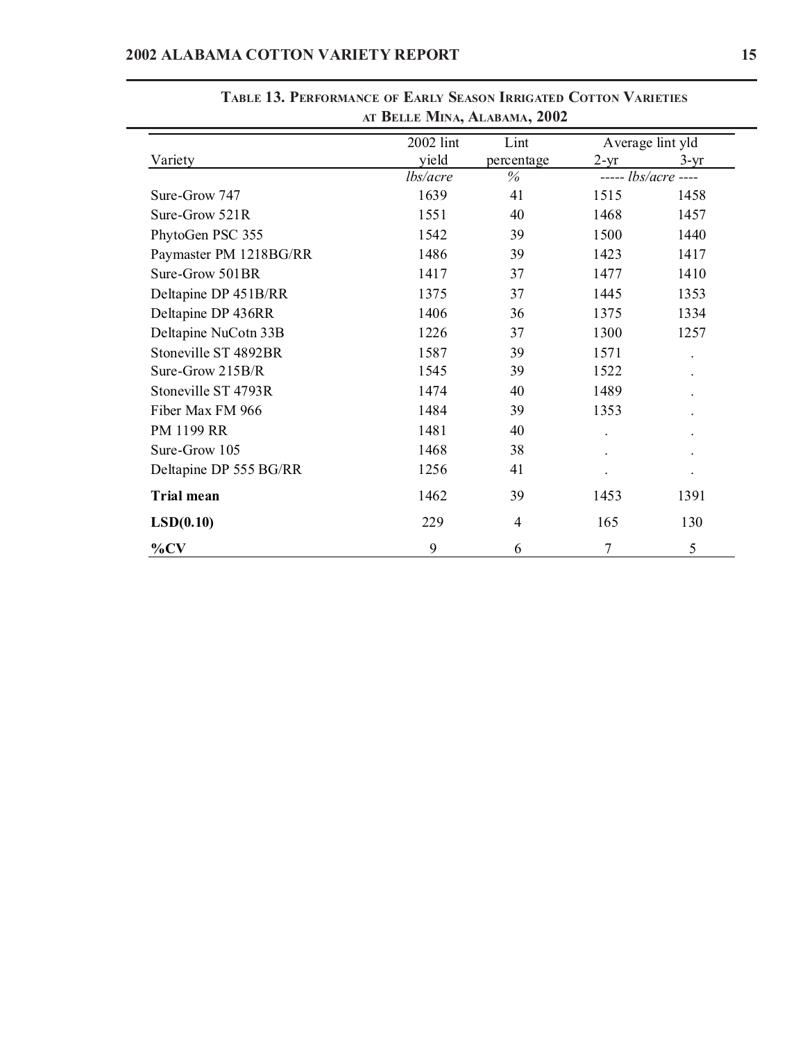## Table 13. Performance of Early Season Irrigated Cotton Varieties at Belle Mina, Alabama, 2002

| Variety | 2002 lint yield | Lint percentage | Average lint yld | |
|---|---|---|---|---|
| | | | 2-yr | 3-yr |
| | *lbs/acre* | *%* | ----- *lbs/acre* ---- | |
| Sure-Grow 747 | 1639 | 41 | 1515 | 1458 |
| Sure-Grow 521R | 1551 | 40 | 1468 | 1457 |
| PhytoGen PSC 355 | 1542 | 39 | 1500 | 1440 |
| Paymaster PM 1218BG/RR | 1486 | 39 | 1423 | 1417 |
| Sure-Grow 501BR | 1417 | 37 | 1477 | 1410 |
| Deltapine DP 451B/RR | 1375 | 37 | 1445 | 1353 |
| Deltapine DP 436RR | 1406 | 36 | 1375 | 1334 |
| Deltapine NuCotn 33B | 1226 | 37 | 1300 | 1257 |
| Stoneville ST 4892BR | 1587 | 39 | 1571 | . |
| Sure-Grow 215B/R | 1545 | 39 | 1522 | . |
| Stoneville ST 4793R | 1474 | 40 | 1489 | . |
| Fiber Max FM 966 | 1484 | 39 | 1353 | . |
| PM 1199 RR | 1481 | 40 | . | . |
| Sure-Grow 105 | 1468 | 38 | . | . |
| Deltapine DP 555 BG/RR | 1256 | 41 | . | . |
| **Trial mean** | 1462 | 39 | 1453 | 1391 |
| **LSD(0.10)** | 229 | 4 | 165 | 130 |
| **%CV** | 9 | 6 | 7 | 5 |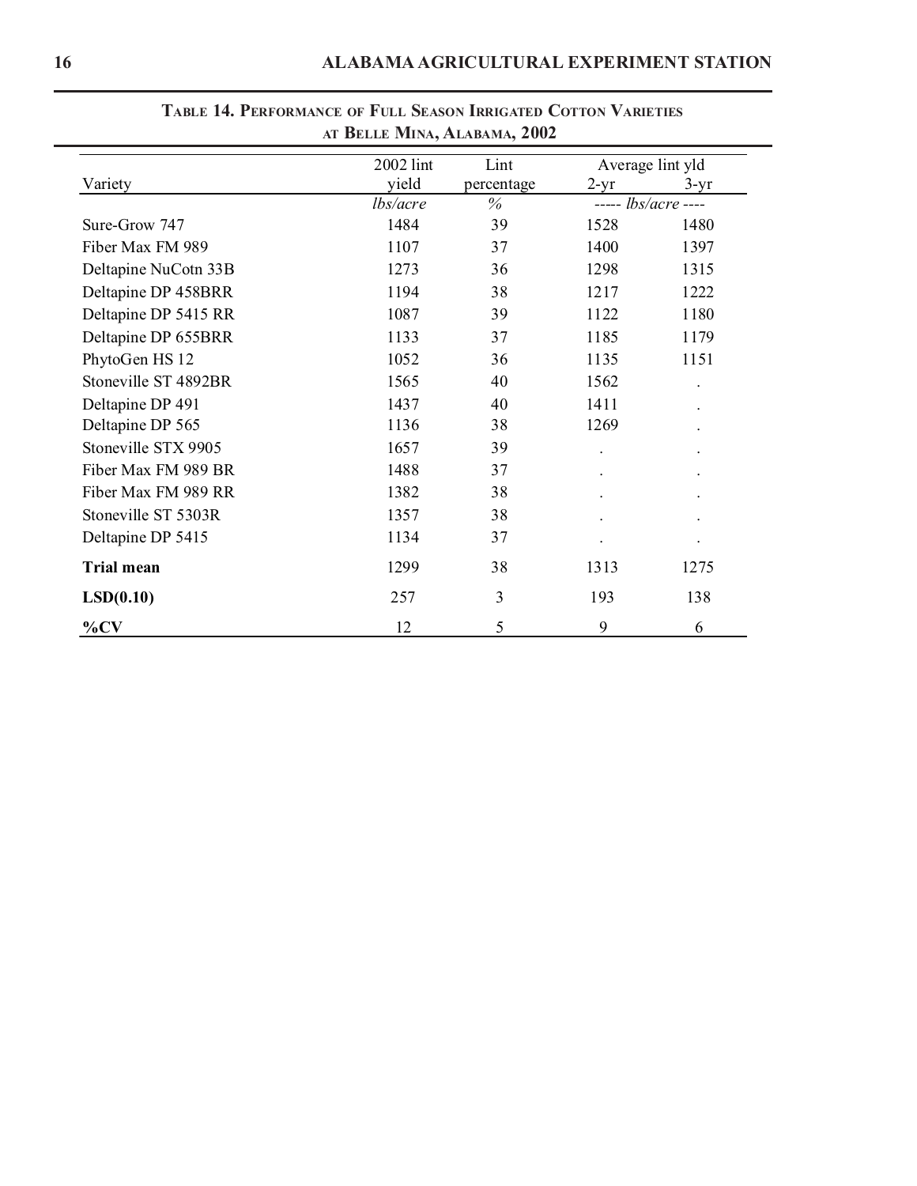## Table 14. Performance of Full Season Irrigated Cotton Varieties at Belle Mina, Alabama, 2002

| Variety | 2002 lint yield | Lint percentage | Average lint yld 2-yr | Average lint yld 3-yr |
|---|---|---|---|---|
| | *lbs/acre* | *%* | ----- *lbs/acre* | ---- |
| Sure-Grow 747 | 1484 | 39 | 1528 | 1480 |
| Fiber Max FM 989 | 1107 | 37 | 1400 | 1397 |
| Deltapine NuCotn 33B | 1273 | 36 | 1298 | 1315 |
| Deltapine DP 458BRR | 1194 | 38 | 1217 | 1222 |
| Deltapine DP 5415 RR | 1087 | 39 | 1122 | 1180 |
| Deltapine DP 655BRR | 1133 | 37 | 1185 | 1179 |
| PhytoGen HS 12 | 1052 | 36 | 1135 | 1151 |
| Stoneville ST 4892BR | 1565 | 40 | 1562 | . |
| Deltapine DP 491 | 1437 | 40 | 1411 | . |
| Deltapine DP 565 | 1136 | 38 | 1269 | . |
| Stoneville STX 9905 | 1657 | 39 | . | . |
| Fiber Max FM 989 BR | 1488 | 37 | . | . |
| Fiber Max FM 989 RR | 1382 | 38 | . | . |
| Stoneville ST 5303R | 1357 | 38 | . | . |
| Deltapine DP 5415 | 1134 | 37 | . | . |
| **Trial mean** | 1299 | 38 | 1313 | 1275 |
| **LSD(0.10)** | 257 | 3 | 193 | 138 |
| **%CV** | 12 | 5 | 9 | 6 |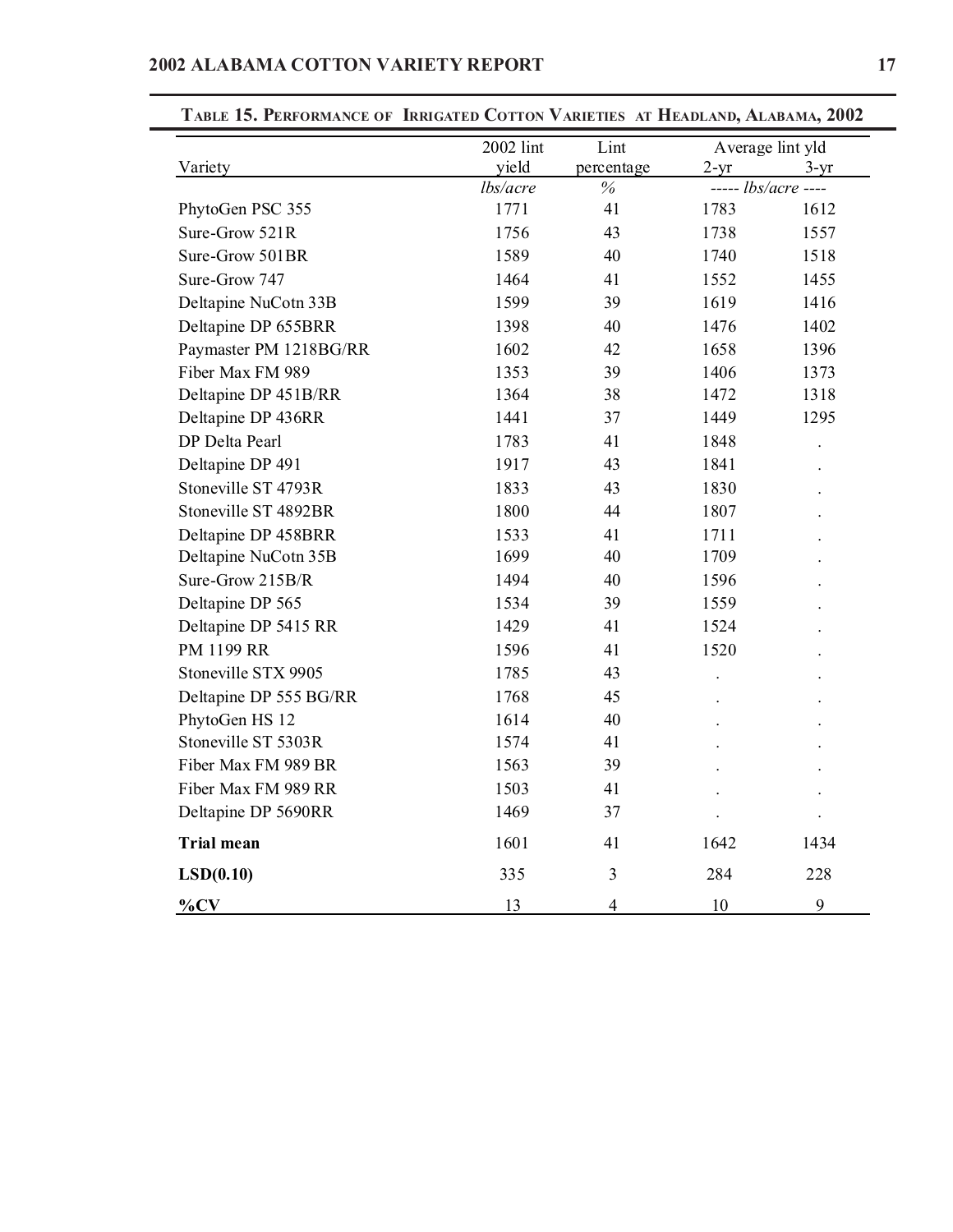**TABLE 15. PERFORMANCE OF IRRIGATED COTTON VARIETIES AT HEADLAND, ALABAMA, 2002**

| Variety | 2002 lint yield | Lint percentage | Average lint yld | |
|---|---|---|---|---|
| | | | 2-yr | 3-yr |
| | *lbs/acre* | *%* | ----- *lbs/acre* ---- | |
| PhytoGen PSC 355 | 1771 | 41 | 1783 | 1612 |
| Sure-Grow 521R | 1756 | 43 | 1738 | 1557 |
| Sure-Grow 501BR | 1589 | 40 | 1740 | 1518 |
| Sure-Grow 747 | 1464 | 41 | 1552 | 1455 |
| Deltapine NuCotn 33B | 1599 | 39 | 1619 | 1416 |
| Deltapine DP 655BRR | 1398 | 40 | 1476 | 1402 |
| Paymaster PM 1218BG/RR | 1602 | 42 | 1658 | 1396 |
| Fiber Max FM 989 | 1353 | 39 | 1406 | 1373 |
| Deltapine DP 451B/RR | 1364 | 38 | 1472 | 1318 |
| Deltapine DP 436RR | 1441 | 37 | 1449 | 1295 |
| DP Delta Pearl | 1783 | 41 | 1848 | . |
| Deltapine DP 491 | 1917 | 43 | 1841 | . |
| Stoneville ST 4793R | 1833 | 43 | 1830 | . |
| Stoneville ST 4892BR | 1800 | 44 | 1807 | . |
| Deltapine DP 458BRR | 1533 | 41 | 1711 | . |
| Deltapine NuCotn 35B | 1699 | 40 | 1709 | . |
| Sure-Grow 215B/R | 1494 | 40 | 1596 | . |
| Deltapine DP 565 | 1534 | 39 | 1559 | . |
| Deltapine DP 5415 RR | 1429 | 41 | 1524 | . |
| PM 1199 RR | 1596 | 41 | 1520 | . |
| Stoneville STX 9905 | 1785 | 43 | . | . |
| Deltapine DP 555 BG/RR | 1768 | 45 | . | . |
| PhytoGen HS 12 | 1614 | 40 | . | . |
| Stoneville ST 5303R | 1574 | 41 | . | . |
| Fiber Max FM 989 BR | 1563 | 39 | . | . |
| Fiber Max FM 989 RR | 1503 | 41 | . | . |
| Deltapine DP 5690RR | 1469 | 37 | . | . |
| **Trial mean** | 1601 | 41 | 1642 | 1434 |
| **LSD(0.10)** | 335 | 3 | 284 | 228 |
| **%CV** | 13 | 4 | 10 | 9 |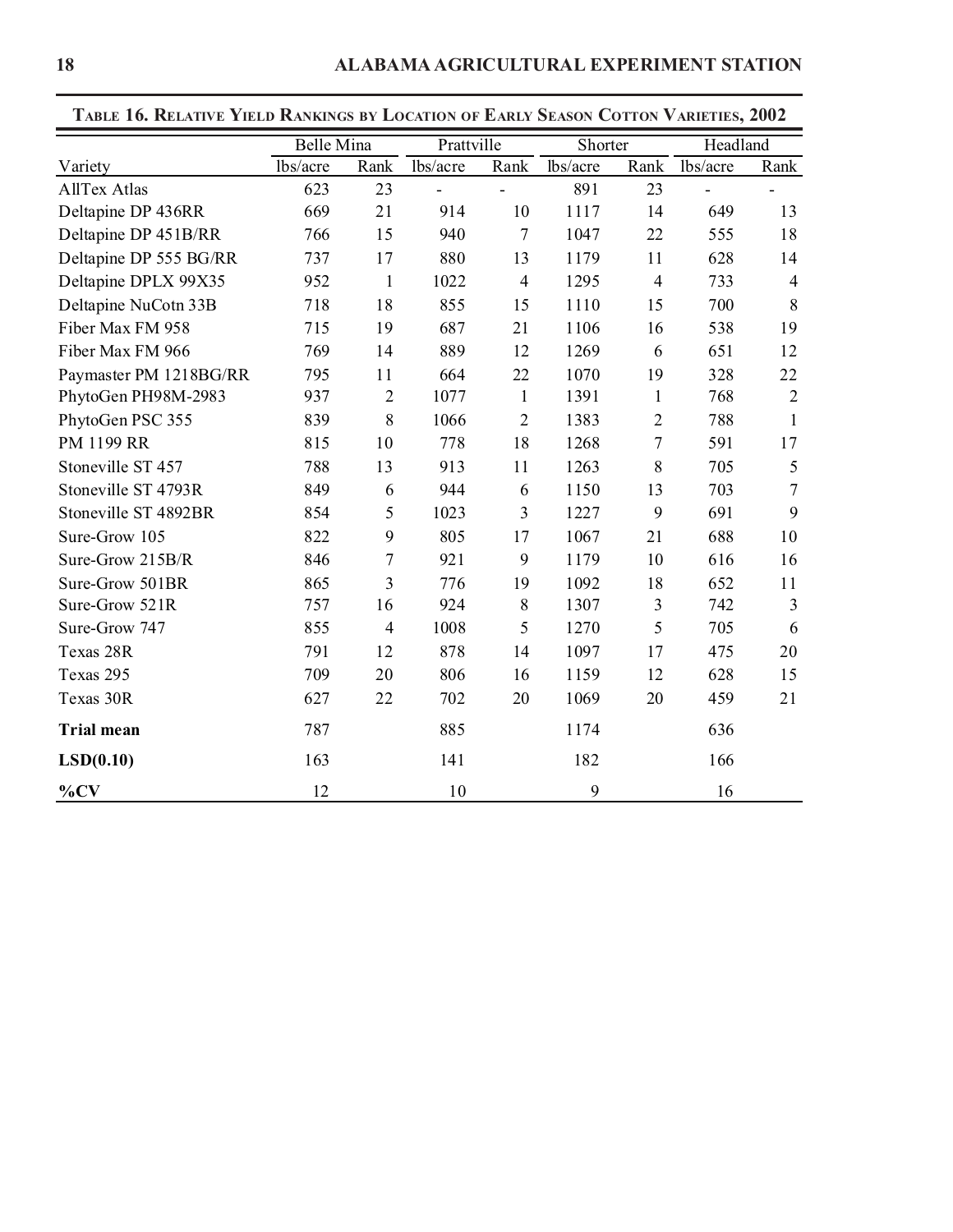**TABLE 16. RELATIVE YIELD RANKINGS BY LOCATION OF EARLY SEASON COTTON VARIETIES, 2002**

| | Belle Mina | | Prattville | | Shorter | | Headland | |
|---|---|---|---|---|---|---|---|---|
| Variety | lbs/acre | Rank | lbs/acre | Rank | lbs/acre | Rank | lbs/acre | Rank |
| AllTex Atlas | 623 | 23 | - | - | 891 | 23 | - | - |
| Deltapine DP 436RR | 669 | 21 | 914 | 10 | 1117 | 14 | 649 | 13 |
| Deltapine DP 451B/RR | 766 | 15 | 940 | 7 | 1047 | 22 | 555 | 18 |
| Deltapine DP 555 BG/RR | 737 | 17 | 880 | 13 | 1179 | 11 | 628 | 14 |
| Deltapine DPLX 99X35 | 952 | 1 | 1022 | 4 | 1295 | 4 | 733 | 4 |
| Deltapine NuCotn 33B | 718 | 18 | 855 | 15 | 1110 | 15 | 700 | 8 |
| Fiber Max FM 958 | 715 | 19 | 687 | 21 | 1106 | 16 | 538 | 19 |
| Fiber Max FM 966 | 769 | 14 | 889 | 12 | 1269 | 6 | 651 | 12 |
| Paymaster PM 1218BG/RR | 795 | 11 | 664 | 22 | 1070 | 19 | 328 | 22 |
| PhytoGen PH98M-2983 | 937 | 2 | 1077 | 1 | 1391 | 1 | 768 | 2 |
| PhytoGen PSC 355 | 839 | 8 | 1066 | 2 | 1383 | 2 | 788 | 1 |
| PM 1199 RR | 815 | 10 | 778 | 18 | 1268 | 7 | 591 | 17 |
| Stoneville ST 457 | 788 | 13 | 913 | 11 | 1263 | 8 | 705 | 5 |
| Stoneville ST 4793R | 849 | 6 | 944 | 6 | 1150 | 13 | 703 | 7 |
| Stoneville ST 4892BR | 854 | 5 | 1023 | 3 | 1227 | 9 | 691 | 9 |
| Sure-Grow 105 | 822 | 9 | 805 | 17 | 1067 | 21 | 688 | 10 |
| Sure-Grow 215B/R | 846 | 7 | 921 | 9 | 1179 | 10 | 616 | 16 |
| Sure-Grow 501BR | 865 | 3 | 776 | 19 | 1092 | 18 | 652 | 11 |
| Sure-Grow 521R | 757 | 16 | 924 | 8 | 1307 | 3 | 742 | 3 |
| Sure-Grow 747 | 855 | 4 | 1008 | 5 | 1270 | 5 | 705 | 6 |
| Texas 28R | 791 | 12 | 878 | 14 | 1097 | 17 | 475 | 20 |
| Texas 295 | 709 | 20 | 806 | 16 | 1159 | 12 | 628 | 15 |
| Texas 30R | 627 | 22 | 702 | 20 | 1069 | 20 | 459 | 21 |
| **Trial mean** | 787 | | 885 | | 1174 | | 636 | |
| **LSD(0.10)** | 163 | | 141 | | 182 | | 166 | |
| **%CV** | 12 | | 10 | | 9 | | 16 | |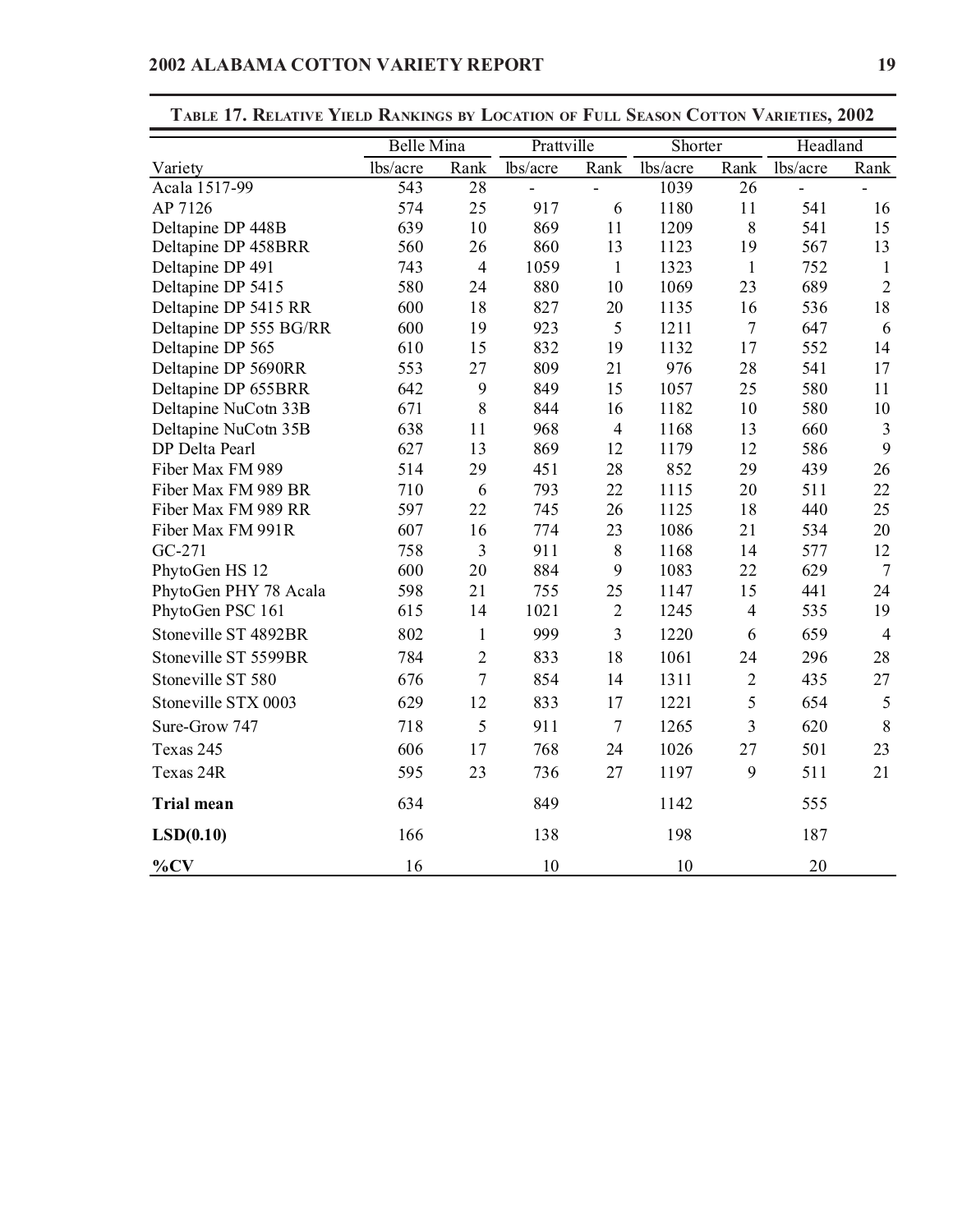**Table 17. Relative Yield Rankings by Location of Full Season Cotton Varieties, 2002**

| | Belle Mina | | Prattville | | Shorter | | Headland | |
|---|---|---|---|---|---|---|---|---|
| Variety | lbs/acre | Rank | lbs/acre | Rank | lbs/acre | Rank | lbs/acre | Rank |
| Acala 1517-99 | 543 | 28 | - | - | 1039 | 26 | - | - |
| AP 7126 | 574 | 25 | 917 | 6 | 1180 | 11 | 541 | 16 |
| Deltapine DP 448B | 639 | 10 | 869 | 11 | 1209 | 8 | 541 | 15 |
| Deltapine DP 458BRR | 560 | 26 | 860 | 13 | 1123 | 19 | 567 | 13 |
| Deltapine DP 491 | 743 | 4 | 1059 | 1 | 1323 | 1 | 752 | 1 |
| Deltapine DP 5415 | 580 | 24 | 880 | 10 | 1069 | 23 | 689 | 2 |
| Deltapine DP 5415 RR | 600 | 18 | 827 | 20 | 1135 | 16 | 536 | 18 |
| Deltapine DP 555 BG/RR | 600 | 19 | 923 | 5 | 1211 | 7 | 647 | 6 |
| Deltapine DP 565 | 610 | 15 | 832 | 19 | 1132 | 17 | 552 | 14 |
| Deltapine DP 5690RR | 553 | 27 | 809 | 21 | 976 | 28 | 541 | 17 |
| Deltapine DP 655BRR | 642 | 9 | 849 | 15 | 1057 | 25 | 580 | 11 |
| Deltapine NuCotn 33B | 671 | 8 | 844 | 16 | 1182 | 10 | 580 | 10 |
| Deltapine NuCotn 35B | 638 | 11 | 968 | 4 | 1168 | 13 | 660 | 3 |
| DP Delta Pearl | 627 | 13 | 869 | 12 | 1179 | 12 | 586 | 9 |
| Fiber Max FM 989 | 514 | 29 | 451 | 28 | 852 | 29 | 439 | 26 |
| Fiber Max FM 989 BR | 710 | 6 | 793 | 22 | 1115 | 20 | 511 | 22 |
| Fiber Max FM 989 RR | 597 | 22 | 745 | 26 | 1125 | 18 | 440 | 25 |
| Fiber Max FM 991R | 607 | 16 | 774 | 23 | 1086 | 21 | 534 | 20 |
| GC-271 | 758 | 3 | 911 | 8 | 1168 | 14 | 577 | 12 |
| PhytoGen HS 12 | 600 | 20 | 884 | 9 | 1083 | 22 | 629 | 7 |
| PhytoGen PHY 78 Acala | 598 | 21 | 755 | 25 | 1147 | 15 | 441 | 24 |
| PhytoGen PSC 161 | 615 | 14 | 1021 | 2 | 1245 | 4 | 535 | 19 |
| Stoneville ST 4892BR | 802 | 1 | 999 | 3 | 1220 | 6 | 659 | 4 |
| Stoneville ST 5599BR | 784 | 2 | 833 | 18 | 1061 | 24 | 296 | 28 |
| Stoneville ST 580 | 676 | 7 | 854 | 14 | 1311 | 2 | 435 | 27 |
| Stoneville STX 0003 | 629 | 12 | 833 | 17 | 1221 | 5 | 654 | 5 |
| Sure-Grow 747 | 718 | 5 | 911 | 7 | 1265 | 3 | 620 | 8 |
| Texas 245 | 606 | 17 | 768 | 24 | 1026 | 27 | 501 | 23 |
| Texas 24R | 595 | 23 | 736 | 27 | 1197 | 9 | 511 | 21 |
| **Trial mean** | 634 | | 849 | | 1142 | | 555 | |
| **LSD(0.10)** | 166 | | 138 | | 198 | | 187 | |
| **%CV** | 16 | | 10 | | 10 | | 20 | |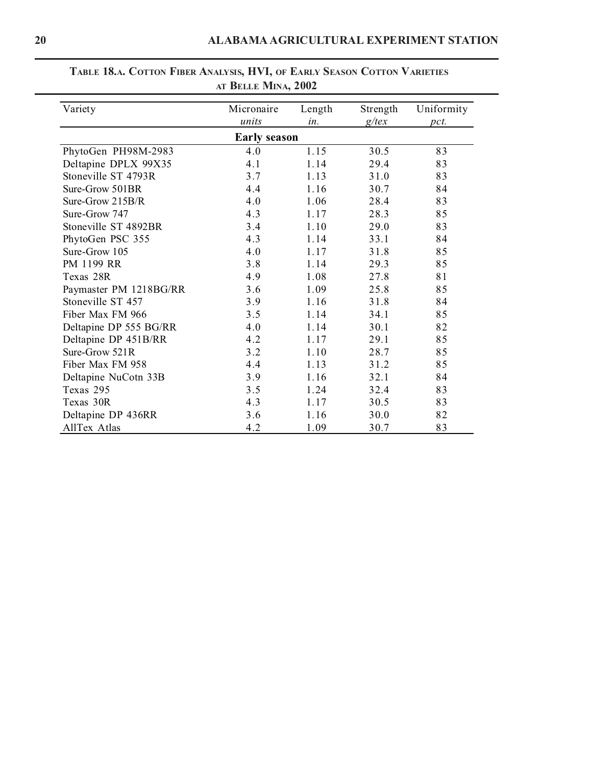**Table 18.a. Cotton Fiber Analysis, HVI, of Early Season Cotton Varieties at Belle Mina, 2002**

| Variety | Micronaire | Length | Strength | Uniformity |
|---|---|---|---|---|
| | *units* | *in.* | *g/tex* | *pct.* |
| **Early season** | | | | |
| PhytoGen PH98M-2983 | 4.0 | 1.15 | 30.5 | 83 |
| Deltapine DPLX 99X35 | 4.1 | 1.14 | 29.4 | 83 |
| Stoneville ST 4793R | 3.7 | 1.13 | 31.0 | 83 |
| Sure-Grow 501BR | 4.4 | 1.16 | 30.7 | 84 |
| Sure-Grow 215B/R | 4.0 | 1.06 | 28.4 | 83 |
| Sure-Grow 747 | 4.3 | 1.17 | 28.3 | 85 |
| Stoneville ST 4892BR | 3.4 | 1.10 | 29.0 | 83 |
| PhytoGen PSC 355 | 4.3 | 1.14 | 33.1 | 84 |
| Sure-Grow 105 | 4.0 | 1.17 | 31.8 | 85 |
| PM 1199 RR | 3.8 | 1.14 | 29.3 | 85 |
| Texas 28R | 4.9 | 1.08 | 27.8 | 81 |
| Paymaster PM 1218BG/RR | 3.6 | 1.09 | 25.8 | 85 |
| Stoneville ST 457 | 3.9 | 1.16 | 31.8 | 84 |
| Fiber Max FM 966 | 3.5 | 1.14 | 34.1 | 85 |
| Deltapine DP 555 BG/RR | 4.0 | 1.14 | 30.1 | 82 |
| Deltapine DP 451B/RR | 4.2 | 1.17 | 29.1 | 85 |
| Sure-Grow 521R | 3.2 | 1.10 | 28.7 | 85 |
| Fiber Max FM 958 | 4.4 | 1.13 | 31.2 | 85 |
| Deltapine NuCotn 33B | 3.9 | 1.16 | 32.1 | 84 |
| Texas 295 | 3.5 | 1.24 | 32.4 | 83 |
| Texas 30R | 4.3 | 1.17 | 30.5 | 83 |
| Deltapine DP 436RR | 3.6 | 1.16 | 30.0 | 82 |
| AllTex Atlas | 4.2 | 1.09 | 30.7 | 83 |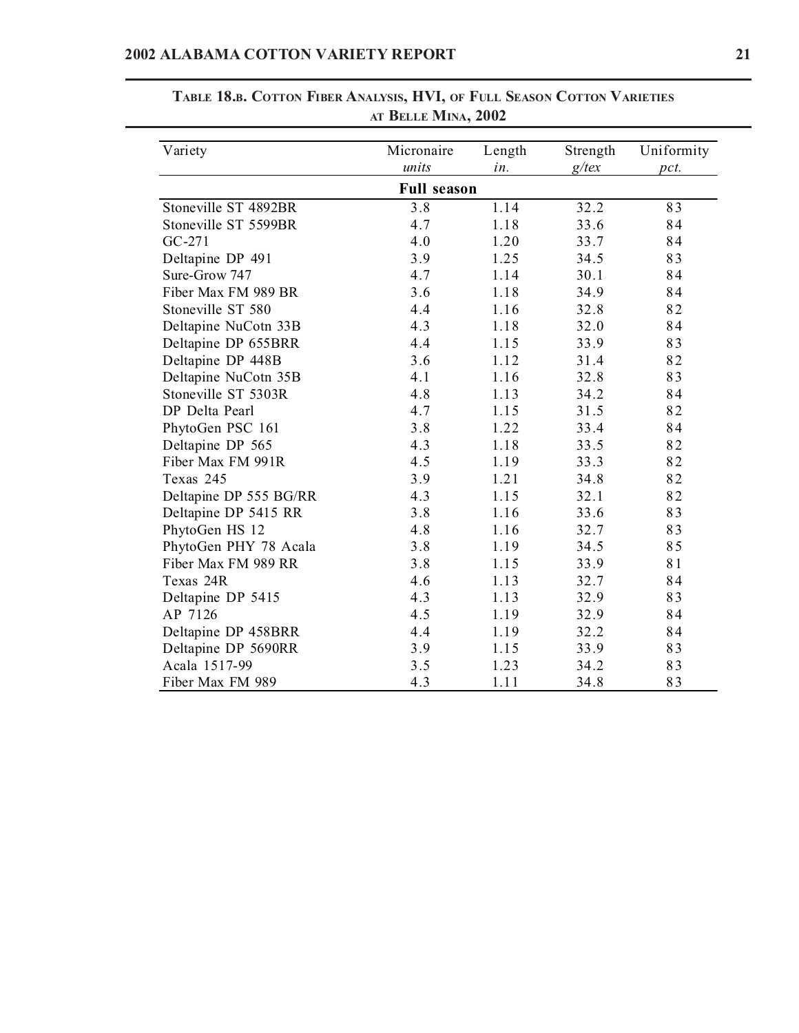## Table 18.b. Cotton Fiber Analysis, HVI, of Full Season Cotton Varieties at Belle Mina, 2002

| Variety | Micronaire | Length | Strength | Uniformity |
|---|---|---|---|---|
| | *units* | *in.* | *g/tex* | *pct.* |
| **Full season** | | | | |
| Stoneville ST 4892BR | 3.8 | 1.14 | 32.2 | 83 |
| Stoneville ST 5599BR | 4.7 | 1.18 | 33.6 | 84 |
| GC-271 | 4.0 | 1.20 | 33.7 | 84 |
| Deltapine DP 491 | 3.9 | 1.25 | 34.5 | 83 |
| Sure-Grow 747 | 4.7 | 1.14 | 30.1 | 84 |
| Fiber Max FM 989 BR | 3.6 | 1.18 | 34.9 | 84 |
| Stoneville ST 580 | 4.4 | 1.16 | 32.8 | 82 |
| Deltapine NuCotn 33B | 4.3 | 1.18 | 32.0 | 84 |
| Deltapine DP 655BRR | 4.4 | 1.15 | 33.9 | 83 |
| Deltapine DP 448B | 3.6 | 1.12 | 31.4 | 82 |
| Deltapine NuCotn 35B | 4.1 | 1.16 | 32.8 | 83 |
| Stoneville ST 5303R | 4.8 | 1.13 | 34.2 | 84 |
| DP Delta Pearl | 4.7 | 1.15 | 31.5 | 82 |
| PhytoGen PSC 161 | 3.8 | 1.22 | 33.4 | 84 |
| Deltapine DP 565 | 4.3 | 1.18 | 33.5 | 82 |
| Fiber Max FM 991R | 4.5 | 1.19 | 33.3 | 82 |
| Texas 245 | 3.9 | 1.21 | 34.8 | 82 |
| Deltapine DP 555 BG/RR | 4.3 | 1.15 | 32.1 | 82 |
| Deltapine DP 5415 RR | 3.8 | 1.16 | 33.6 | 83 |
| PhytoGen HS 12 | 4.8 | 1.16 | 32.7 | 83 |
| PhytoGen PHY 78 Acala | 3.8 | 1.19 | 34.5 | 85 |
| Fiber Max FM 989 RR | 3.8 | 1.15 | 33.9 | 81 |
| Texas 24R | 4.6 | 1.13 | 32.7 | 84 |
| Deltapine DP 5415 | 4.3 | 1.13 | 32.9 | 83 |
| AP 7126 | 4.5 | 1.19 | 32.9 | 84 |
| Deltapine DP 458BRR | 4.4 | 1.19 | 32.2 | 84 |
| Deltapine DP 5690RR | 3.9 | 1.15 | 33.9 | 83 |
| Acala 1517-99 | 3.5 | 1.23 | 34.2 | 83 |
| Fiber Max FM 989 | 4.3 | 1.11 | 34.8 | 83 |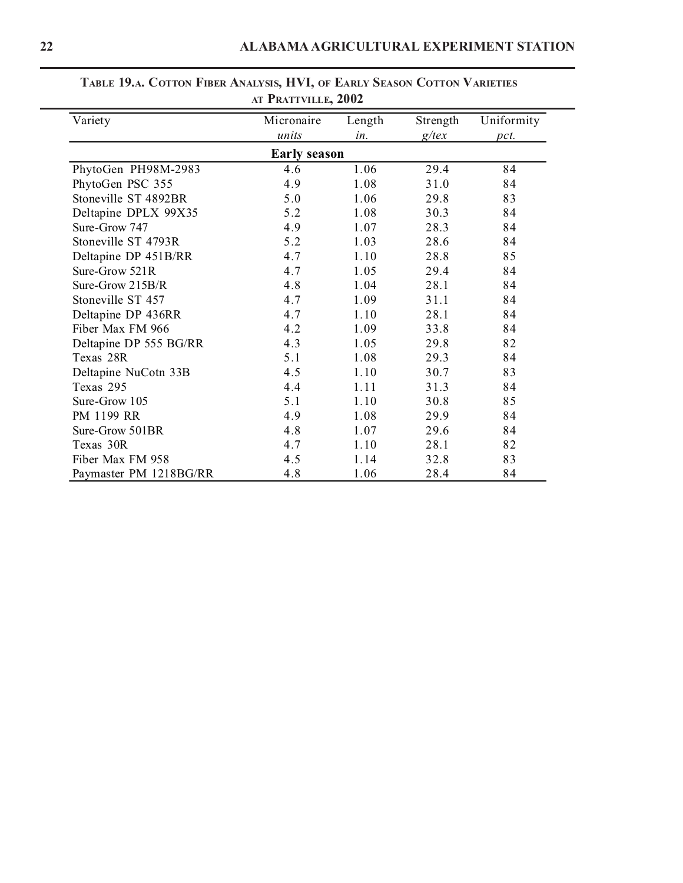**Table 19.a. Cotton Fiber Analysis, HVI, of Early Season Cotton Varieties at Prattville, 2002**

| Variety | Micronaire | Length | Strength | Uniformity |
|---|---|---|---|---|
| | *units* | *in.* | *g/tex* | *pct.* |
| **Early season** | | | | |
| PhytoGen PH98M-2983 | 4.6 | 1.06 | 29.4 | 84 |
| PhytoGen PSC 355 | 4.9 | 1.08 | 31.0 | 84 |
| Stoneville ST 4892BR | 5.0 | 1.06 | 29.8 | 83 |
| Deltapine DPLX 99X35 | 5.2 | 1.08 | 30.3 | 84 |
| Sure-Grow 747 | 4.9 | 1.07 | 28.3 | 84 |
| Stoneville ST 4793R | 5.2 | 1.03 | 28.6 | 84 |
| Deltapine DP 451B/RR | 4.7 | 1.10 | 28.8 | 85 |
| Sure-Grow 521R | 4.7 | 1.05 | 29.4 | 84 |
| Sure-Grow 215B/R | 4.8 | 1.04 | 28.1 | 84 |
| Stoneville ST 457 | 4.7 | 1.09 | 31.1 | 84 |
| Deltapine DP 436RR | 4.7 | 1.10 | 28.1 | 84 |
| Fiber Max FM 966 | 4.2 | 1.09 | 33.8 | 84 |
| Deltapine DP 555 BG/RR | 4.3 | 1.05 | 29.8 | 82 |
| Texas 28R | 5.1 | 1.08 | 29.3 | 84 |
| Deltapine NuCotn 33B | 4.5 | 1.10 | 30.7 | 83 |
| Texas 295 | 4.4 | 1.11 | 31.3 | 84 |
| Sure-Grow 105 | 5.1 | 1.10 | 30.8 | 85 |
| PM 1199 RR | 4.9 | 1.08 | 29.9 | 84 |
| Sure-Grow 501BR | 4.8 | 1.07 | 29.6 | 84 |
| Texas 30R | 4.7 | 1.10 | 28.1 | 82 |
| Fiber Max FM 958 | 4.5 | 1.14 | 32.8 | 83 |
| Paymaster PM 1218BG/RR | 4.8 | 1.06 | 28.4 | 84 |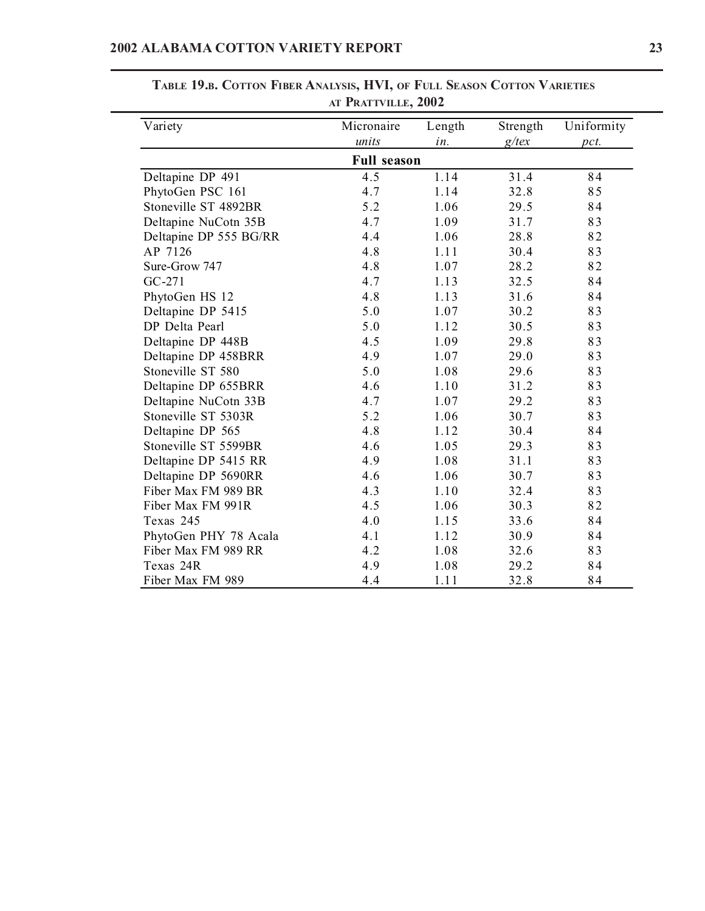**Table 19.b. Cotton Fiber Analysis, HVI, of Full Season Cotton Varieties at Prattville, 2002**

| Variety | Micronaire | Length | Strength | Uniformity |
|---|---|---|---|---|
| | *units* | *in.* | *g/tex* | *pct.* |
| | **Full season** | | | |
| Deltapine DP 491 | 4.5 | 1.14 | 31.4 | 84 |
| PhytoGen PSC 161 | 4.7 | 1.14 | 32.8 | 85 |
| Stoneville ST 4892BR | 5.2 | 1.06 | 29.5 | 84 |
| Deltapine NuCotn 35B | 4.7 | 1.09 | 31.7 | 83 |
| Deltapine DP 555 BG/RR | 4.4 | 1.06 | 28.8 | 82 |
| AP 7126 | 4.8 | 1.11 | 30.4 | 83 |
| Sure-Grow 747 | 4.8 | 1.07 | 28.2 | 82 |
| GC-271 | 4.7 | 1.13 | 32.5 | 84 |
| PhytoGen HS 12 | 4.8 | 1.13 | 31.6 | 84 |
| Deltapine DP 5415 | 5.0 | 1.07 | 30.2 | 83 |
| DP Delta Pearl | 5.0 | 1.12 | 30.5 | 83 |
| Deltapine DP 448B | 4.5 | 1.09 | 29.8 | 83 |
| Deltapine DP 458BRR | 4.9 | 1.07 | 29.0 | 83 |
| Stoneville ST 580 | 5.0 | 1.08 | 29.6 | 83 |
| Deltapine DP 655BRR | 4.6 | 1.10 | 31.2 | 83 |
| Deltapine NuCotn 33B | 4.7 | 1.07 | 29.2 | 83 |
| Stoneville ST 5303R | 5.2 | 1.06 | 30.7 | 83 |
| Deltapine DP 565 | 4.8 | 1.12 | 30.4 | 84 |
| Stoneville ST 5599BR | 4.6 | 1.05 | 29.3 | 83 |
| Deltapine DP 5415 RR | 4.9 | 1.08 | 31.1 | 83 |
| Deltapine DP 5690RR | 4.6 | 1.06 | 30.7 | 83 |
| Fiber Max FM 989 BR | 4.3 | 1.10 | 32.4 | 83 |
| Fiber Max FM 991R | 4.5 | 1.06 | 30.3 | 82 |
| Texas 245 | 4.0 | 1.15 | 33.6 | 84 |
| PhytoGen PHY 78 Acala | 4.1 | 1.12 | 30.9 | 84 |
| Fiber Max FM 989 RR | 4.2 | 1.08 | 32.6 | 83 |
| Texas 24R | 4.9 | 1.08 | 29.2 | 84 |
| Fiber Max FM 989 | 4.4 | 1.11 | 32.8 | 84 |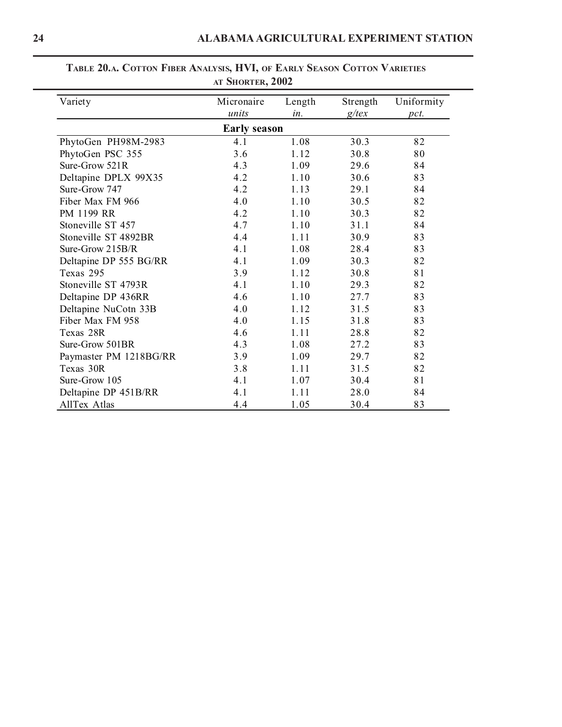**Table 20.a. Cotton Fiber Analysis, HVI, of Early Season Cotton Varieties at Shorter, 2002**

| Variety | Micronaire | Length | Strength | Uniformity |
|---|---|---|---|---|
| | *units* | *in.* | *g/tex* | *pct.* |
| **Early season** | | | | |
| PhytoGen PH98M-2983 | 4.1 | 1.08 | 30.3 | 82 |
| PhytoGen PSC 355 | 3.6 | 1.12 | 30.8 | 80 |
| Sure-Grow 521R | 4.3 | 1.09 | 29.6 | 84 |
| Deltapine DPLX 99X35 | 4.2 | 1.10 | 30.6 | 83 |
| Sure-Grow 747 | 4.2 | 1.13 | 29.1 | 84 |
| Fiber Max FM 966 | 4.0 | 1.10 | 30.5 | 82 |
| PM 1199 RR | 4.2 | 1.10 | 30.3 | 82 |
| Stoneville ST 457 | 4.7 | 1.10 | 31.1 | 84 |
| Stoneville ST 4892BR | 4.4 | 1.11 | 30.9 | 83 |
| Sure-Grow 215B/R | 4.1 | 1.08 | 28.4 | 83 |
| Deltapine DP 555 BG/RR | 4.1 | 1.09 | 30.3 | 82 |
| Texas 295 | 3.9 | 1.12 | 30.8 | 81 |
| Stoneville ST 4793R | 4.1 | 1.10 | 29.3 | 82 |
| Deltapine DP 436RR | 4.6 | 1.10 | 27.7 | 83 |
| Deltapine NuCotn 33B | 4.0 | 1.12 | 31.5 | 83 |
| Fiber Max FM 958 | 4.0 | 1.15 | 31.8 | 83 |
| Texas 28R | 4.6 | 1.11 | 28.8 | 82 |
| Sure-Grow 501BR | 4.3 | 1.08 | 27.2 | 83 |
| Paymaster PM 1218BG/RR | 3.9 | 1.09 | 29.7 | 82 |
| Texas 30R | 3.8 | 1.11 | 31.5 | 82 |
| Sure-Grow 105 | 4.1 | 1.07 | 30.4 | 81 |
| Deltapine DP 451B/RR | 4.1 | 1.11 | 28.0 | 84 |
| AllTex Atlas | 4.4 | 1.05 | 30.4 | 83 |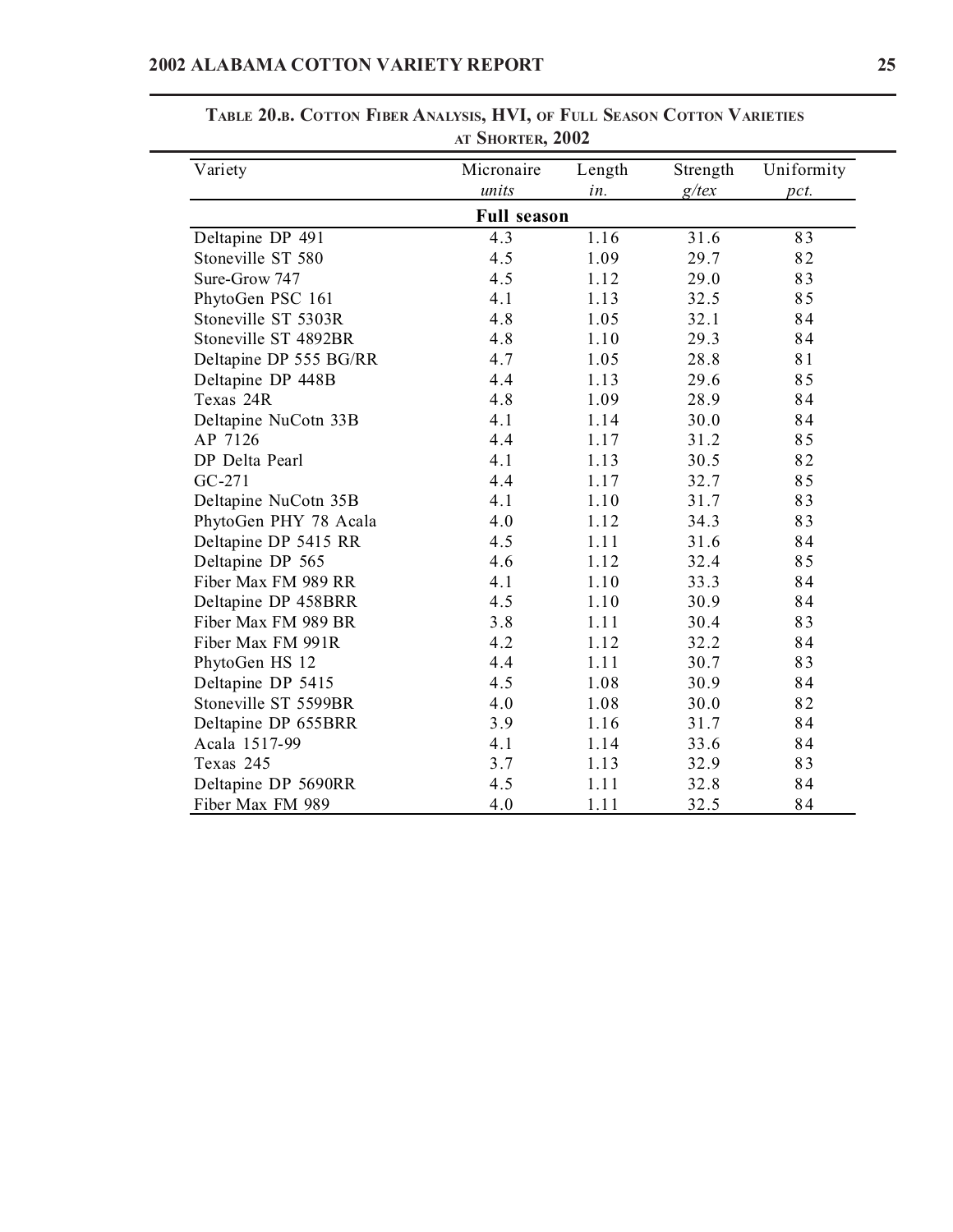**TABLE 20.B. COTTON FIBER ANALYSIS, HVI, OF FULL SEASON COTTON VARIETIES AT SHORTER, 2002**

| Variety | Micronaire | Length | Strength | Uniformity |
|---|---|---|---|---|
| | *units* | *in.* | *g/tex* | *pct.* |
| | **Full season** | | | |
| Deltapine DP 491 | 4.3 | 1.16 | 31.6 | 83 |
| Stoneville ST 580 | 4.5 | 1.09 | 29.7 | 82 |
| Sure-Grow 747 | 4.5 | 1.12 | 29.0 | 83 |
| PhytoGen PSC 161 | 4.1 | 1.13 | 32.5 | 85 |
| Stoneville ST 5303R | 4.8 | 1.05 | 32.1 | 84 |
| Stoneville ST 4892BR | 4.8 | 1.10 | 29.3 | 84 |
| Deltapine DP 555 BG/RR | 4.7 | 1.05 | 28.8 | 81 |
| Deltapine DP 448B | 4.4 | 1.13 | 29.6 | 85 |
| Texas 24R | 4.8 | 1.09 | 28.9 | 84 |
| Deltapine NuCotn 33B | 4.1 | 1.14 | 30.0 | 84 |
| AP 7126 | 4.4 | 1.17 | 31.2 | 85 |
| DP Delta Pearl | 4.1 | 1.13 | 30.5 | 82 |
| GC-271 | 4.4 | 1.17 | 32.7 | 85 |
| Deltapine NuCotn 35B | 4.1 | 1.10 | 31.7 | 83 |
| PhytoGen PHY 78 Acala | 4.0 | 1.12 | 34.3 | 83 |
| Deltapine DP 5415 RR | 4.5 | 1.11 | 31.6 | 84 |
| Deltapine DP 565 | 4.6 | 1.12 | 32.4 | 85 |
| Fiber Max FM 989 RR | 4.1 | 1.10 | 33.3 | 84 |
| Deltapine DP 458BRR | 4.5 | 1.10 | 30.9 | 84 |
| Fiber Max FM 989 BR | 3.8 | 1.11 | 30.4 | 83 |
| Fiber Max FM 991R | 4.2 | 1.12 | 32.2 | 84 |
| PhytoGen HS 12 | 4.4 | 1.11 | 30.7 | 83 |
| Deltapine DP 5415 | 4.5 | 1.08 | 30.9 | 84 |
| Stoneville ST 5599BR | 4.0 | 1.08 | 30.0 | 82 |
| Deltapine DP 655BRR | 3.9 | 1.16 | 31.7 | 84 |
| Acala 1517-99 | 4.1 | 1.14 | 33.6 | 84 |
| Texas 245 | 3.7 | 1.13 | 32.9 | 83 |
| Deltapine DP 5690RR | 4.5 | 1.11 | 32.8 | 84 |
| Fiber Max FM 989 | 4.0 | 1.11 | 32.5 | 84 |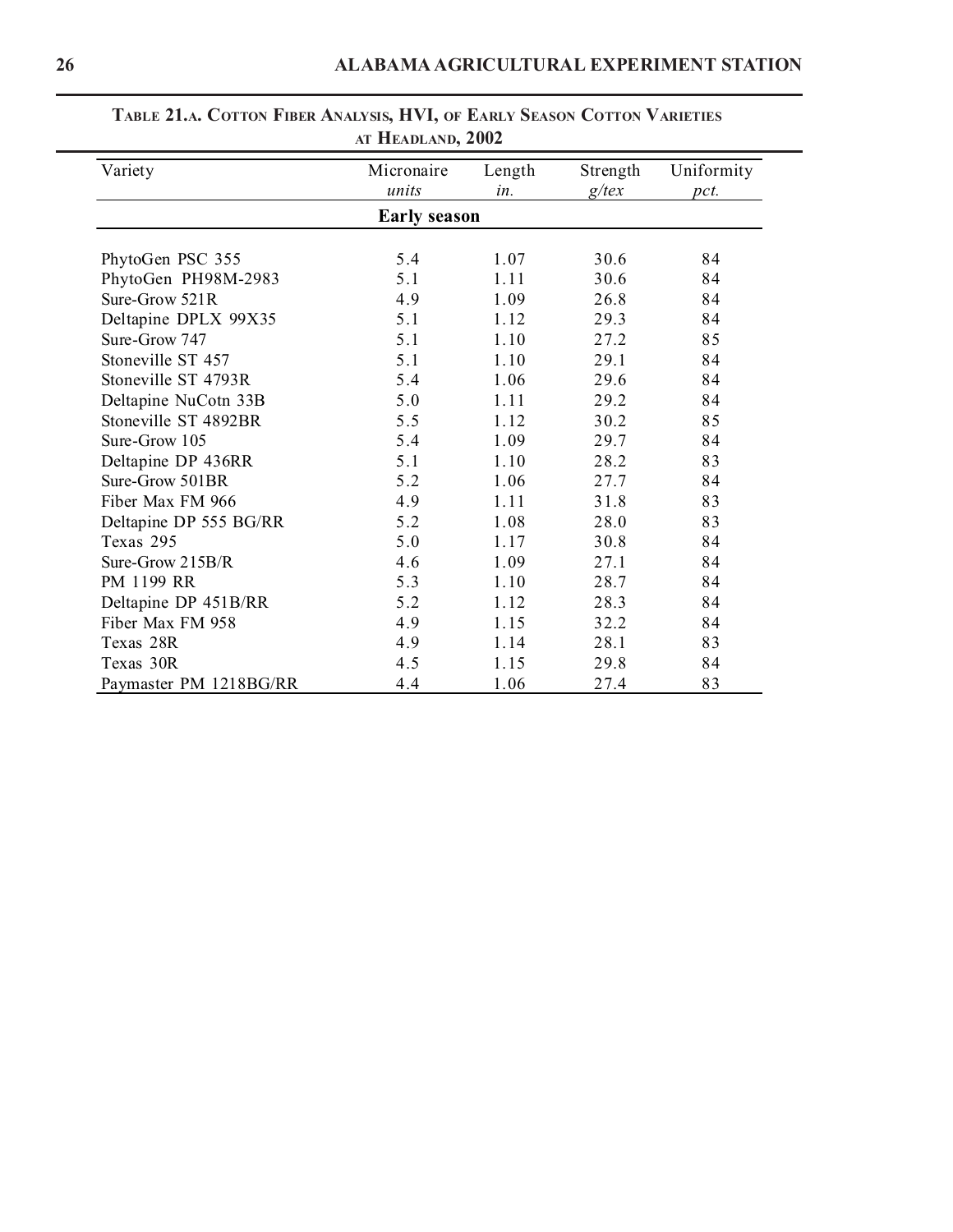## TABLE 21.A. COTTON FIBER ANALYSIS, HVI, OF EARLY SEASON COTTON VARIETIES AT HEADLAND, 2002

| Variety | Micronaire | Length | Strength | Uniformity |
|---|---|---|---|---|
| | *units* | *in.* | *g/tex* | *pct.* |
| **Early season** | | | | |
| PhytoGen PSC 355 | 5.4 | 1.07 | 30.6 | 84 |
| PhytoGen PH98M-2983 | 5.1 | 1.11 | 30.6 | 84 |
| Sure-Grow 521R | 4.9 | 1.09 | 26.8 | 84 |
| Deltapine DPLX 99X35 | 5.1 | 1.12 | 29.3 | 84 |
| Sure-Grow 747 | 5.1 | 1.10 | 27.2 | 85 |
| Stoneville ST 457 | 5.1 | 1.10 | 29.1 | 84 |
| Stoneville ST 4793R | 5.4 | 1.06 | 29.6 | 84 |
| Deltapine NuCotn 33B | 5.0 | 1.11 | 29.2 | 84 |
| Stoneville ST 4892BR | 5.5 | 1.12 | 30.2 | 85 |
| Sure-Grow 105 | 5.4 | 1.09 | 29.7 | 84 |
| Deltapine DP 436RR | 5.1 | 1.10 | 28.2 | 83 |
| Sure-Grow 501BR | 5.2 | 1.06 | 27.7 | 84 |
| Fiber Max FM 966 | 4.9 | 1.11 | 31.8 | 83 |
| Deltapine DP 555 BG/RR | 5.2 | 1.08 | 28.0 | 83 |
| Texas 295 | 5.0 | 1.17 | 30.8 | 84 |
| Sure-Grow 215B/R | 4.6 | 1.09 | 27.1 | 84 |
| PM 1199 RR | 5.3 | 1.10 | 28.7 | 84 |
| Deltapine DP 451B/RR | 5.2 | 1.12 | 28.3 | 84 |
| Fiber Max FM 958 | 4.9 | 1.15 | 32.2 | 84 |
| Texas 28R | 4.9 | 1.14 | 28.1 | 83 |
| Texas 30R | 4.5 | 1.15 | 29.8 | 84 |
| Paymaster PM 1218BG/RR | 4.4 | 1.06 | 27.4 | 83 |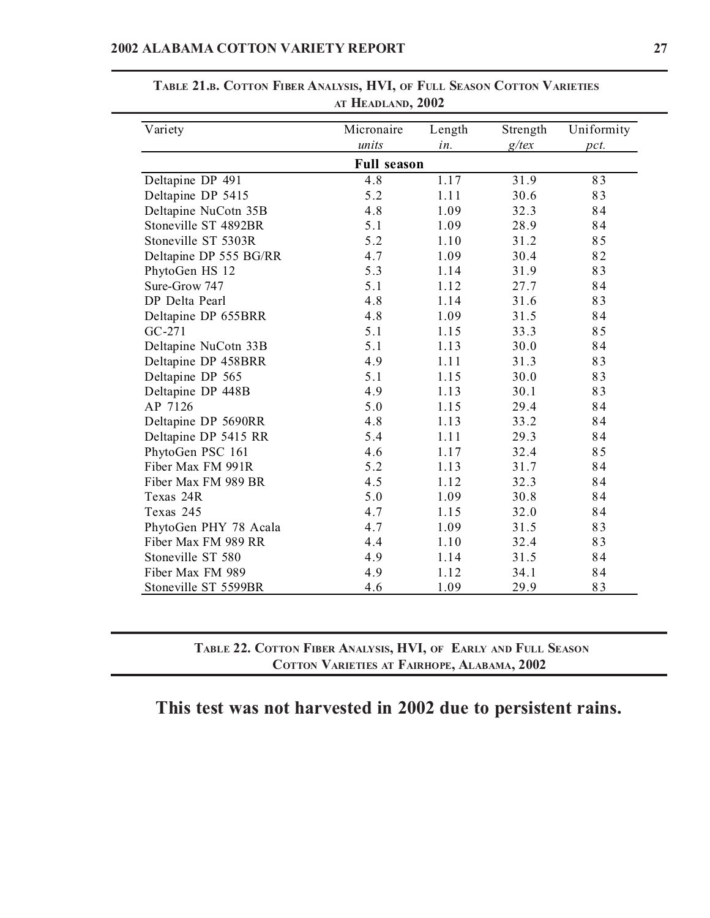## Table 21.b. Cotton Fiber Analysis, HVI, of Full Season Cotton Varieties at Headland, 2002

| Variety | Micronaire | Length | Strength | Uniformity |
|---|---|---|---|---|
| | *units* | *in.* | *g/tex* | *pct.* |
| **Full season** | | | | |
| Deltapine DP 491 | 4.8 | 1.17 | 31.9 | 83 |
| Deltapine DP 5415 | 5.2 | 1.11 | 30.6 | 83 |
| Deltapine NuCotn 35B | 4.8 | 1.09 | 32.3 | 84 |
| Stoneville ST 4892BR | 5.1 | 1.09 | 28.9 | 84 |
| Stoneville ST 5303R | 5.2 | 1.10 | 31.2 | 85 |
| Deltapine DP 555 BG/RR | 4.7 | 1.09 | 30.4 | 82 |
| PhytoGen HS 12 | 5.3 | 1.14 | 31.9 | 83 |
| Sure-Grow 747 | 5.1 | 1.12 | 27.7 | 84 |
| DP Delta Pearl | 4.8 | 1.14 | 31.6 | 83 |
| Deltapine DP 655BRR | 4.8 | 1.09 | 31.5 | 84 |
| GC-271 | 5.1 | 1.15 | 33.3 | 85 |
| Deltapine NuCotn 33B | 5.1 | 1.13 | 30.0 | 84 |
| Deltapine DP 458BRR | 4.9 | 1.11 | 31.3 | 83 |
| Deltapine DP 565 | 5.1 | 1.15 | 30.0 | 83 |
| Deltapine DP 448B | 4.9 | 1.13 | 30.1 | 83 |
| AP 7126 | 5.0 | 1.15 | 29.4 | 84 |
| Deltapine DP 5690RR | 4.8 | 1.13 | 33.2 | 84 |
| Deltapine DP 5415 RR | 5.4 | 1.11 | 29.3 | 84 |
| PhytoGen PSC 161 | 4.6 | 1.17 | 32.4 | 85 |
| Fiber Max FM 991R | 5.2 | 1.13 | 31.7 | 84 |
| Fiber Max FM 989 BR | 4.5 | 1.12 | 32.3 | 84 |
| Texas 24R | 5.0 | 1.09 | 30.8 | 84 |
| Texas 245 | 4.7 | 1.15 | 32.0 | 84 |
| PhytoGen PHY 78 Acala | 4.7 | 1.09 | 31.5 | 83 |
| Fiber Max FM 989 RR | 4.4 | 1.10 | 32.4 | 83 |
| Stoneville ST 580 | 4.9 | 1.14 | 31.5 | 84 |
| Fiber Max FM 989 | 4.9 | 1.12 | 34.1 | 84 |
| Stoneville ST 5599BR | 4.6 | 1.09 | 29.9 | 83 |

## Table 22. Cotton Fiber Analysis, HVI, of Early and Full Season Cotton Varieties at Fairhope, Alabama, 2002

**This test was not harvested in 2002 due to persistent rains.**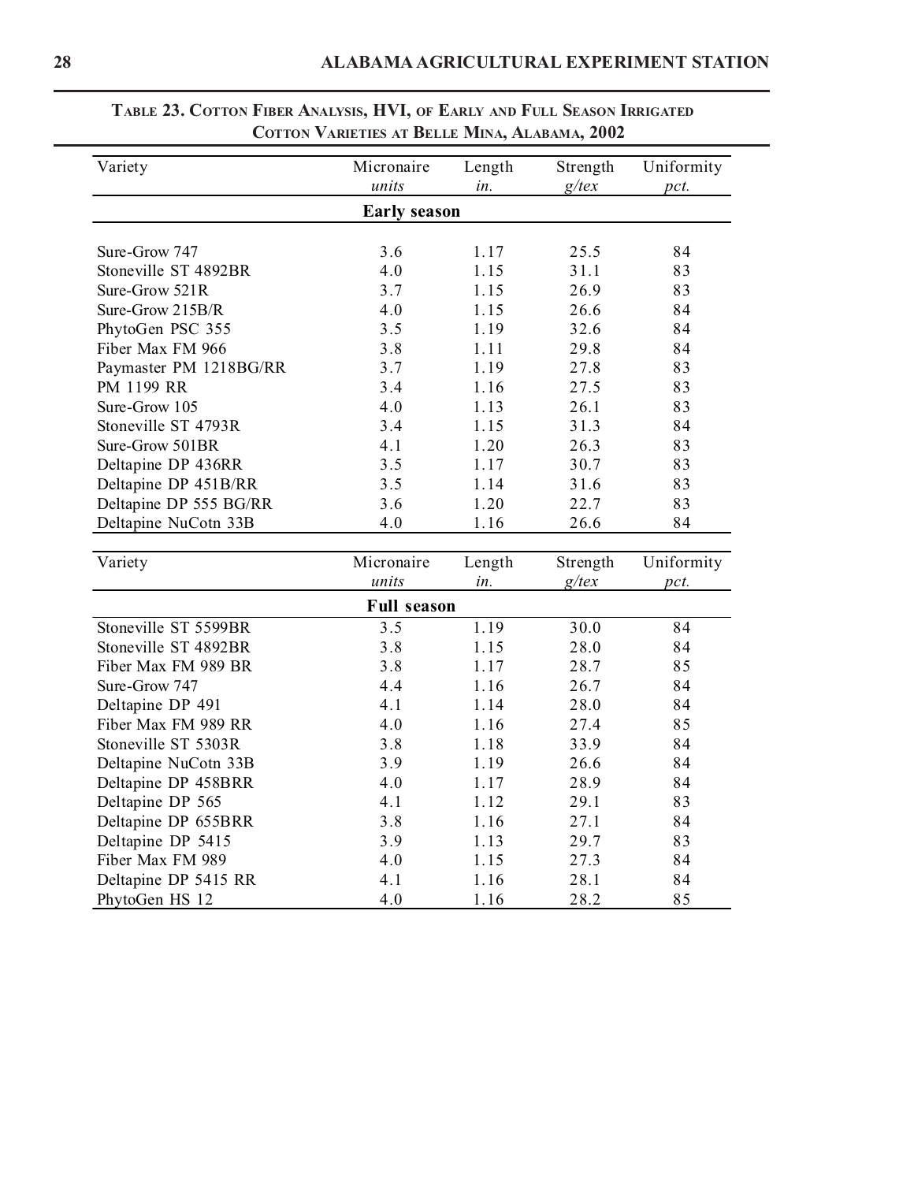**Table 23. Cotton Fiber Analysis, HVI, of Early and Full Season Irrigated Cotton Varieties at Belle Mina, Alabama, 2002**

| Variety | Micronaire *units* | Length *in.* | Strength *g/tex* | Uniformity *pct.* |
|---|---|---|---|---|
| **Early season** | | | | |
| Sure-Grow 747 | 3.6 | 1.17 | 25.5 | 84 |
| Stoneville ST 4892BR | 4.0 | 1.15 | 31.1 | 83 |
| Sure-Grow 521R | 3.7 | 1.15 | 26.9 | 83 |
| Sure-Grow 215B/R | 4.0 | 1.15 | 26.6 | 84 |
| PhytoGen PSC 355 | 3.5 | 1.19 | 32.6 | 84 |
| Fiber Max FM 966 | 3.8 | 1.11 | 29.8 | 84 |
| Paymaster PM 1218BG/RR | 3.7 | 1.19 | 27.8 | 83 |
| PM 1199 RR | 3.4 | 1.16 | 27.5 | 83 |
| Sure-Grow 105 | 4.0 | 1.13 | 26.1 | 83 |
| Stoneville ST 4793R | 3.4 | 1.15 | 31.3 | 84 |
| Sure-Grow 501BR | 4.1 | 1.20 | 26.3 | 83 |
| Deltapine DP 436RR | 3.5 | 1.17 | 30.7 | 83 |
| Deltapine DP 451B/RR | 3.5 | 1.14 | 31.6 | 83 |
| Deltapine DP 555 BG/RR | 3.6 | 1.20 | 22.7 | 83 |
| Deltapine NuCotn 33B | 4.0 | 1.16 | 26.6 | 84 |
| **Full season** | | | | |
| Stoneville ST 5599BR | 3.5 | 1.19 | 30.0 | 84 |
| Stoneville ST 4892BR | 3.8 | 1.15 | 28.0 | 84 |
| Fiber Max FM 989 BR | 3.8 | 1.17 | 28.7 | 85 |
| Sure-Grow 747 | 4.4 | 1.16 | 26.7 | 84 |
| Deltapine DP 491 | 4.1 | 1.14 | 28.0 | 84 |
| Fiber Max FM 989 RR | 4.0 | 1.16 | 27.4 | 85 |
| Stoneville ST 5303R | 3.8 | 1.18 | 33.9 | 84 |
| Deltapine NuCotn 33B | 3.9 | 1.19 | 26.6 | 84 |
| Deltapine DP 458BRR | 4.0 | 1.17 | 28.9 | 84 |
| Deltapine DP 565 | 4.1 | 1.12 | 29.1 | 83 |
| Deltapine DP 655BRR | 3.8 | 1.16 | 27.1 | 84 |
| Deltapine DP 5415 | 3.9 | 1.13 | 29.7 | 83 |
| Fiber Max FM 989 | 4.0 | 1.15 | 27.3 | 84 |
| Deltapine DP 5415 RR | 4.1 | 1.16 | 28.1 | 84 |
| PhytoGen HS 12 | 4.0 | 1.16 | 28.2 | 85 |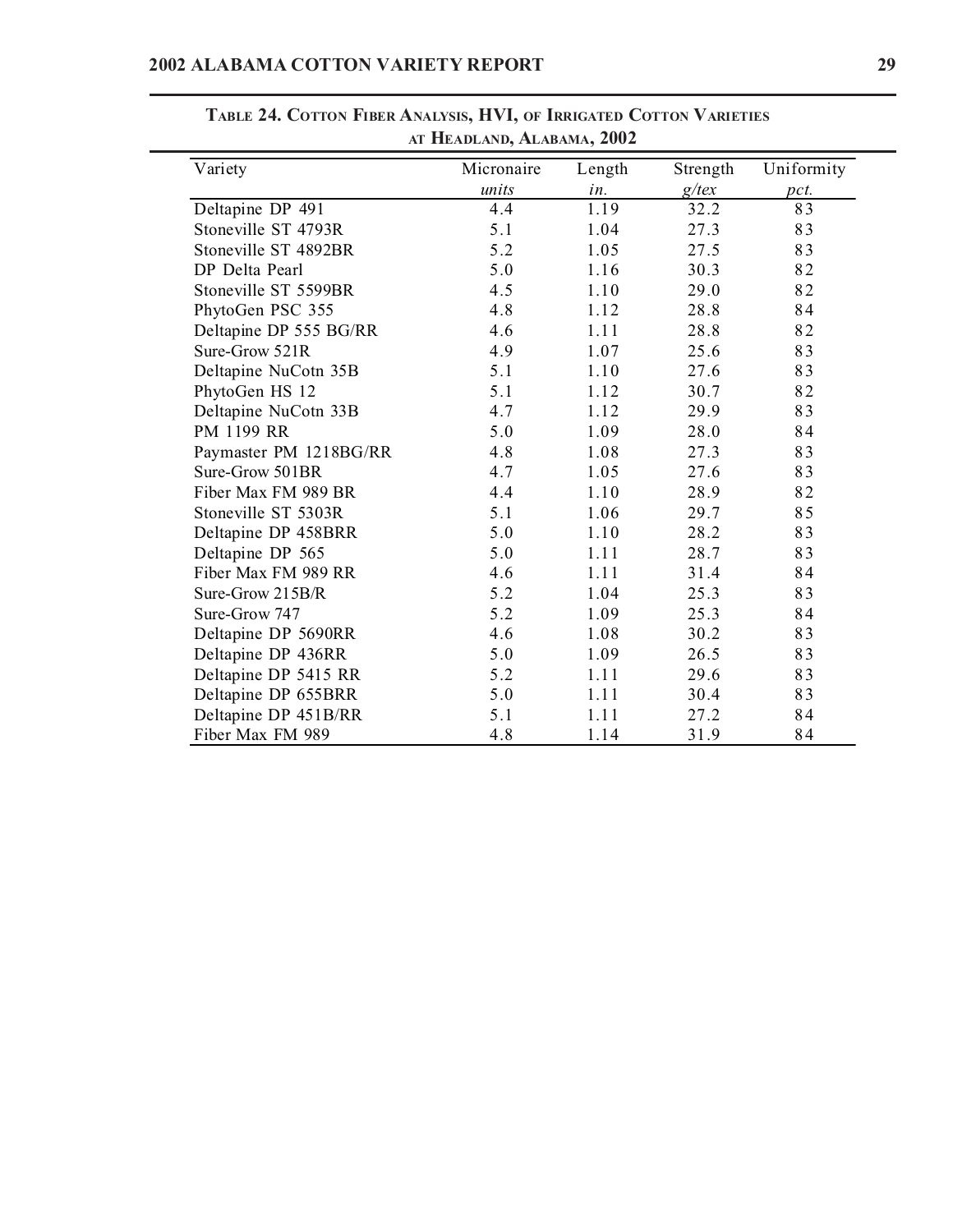## Table 24. Cotton Fiber Analysis, HVI, of Irrigated Cotton Varieties at Headland, Alabama, 2002

| Variety | Micronaire | Length | Strength | Uniformity |
|---|---|---|---|---|
| | *units* | *in.* | *g/tex* | *pct.* |
| Deltapine DP 491 | 4.4 | 1.19 | 32.2 | 83 |
| Stoneville ST 4793R | 5.1 | 1.04 | 27.3 | 83 |
| Stoneville ST 4892BR | 5.2 | 1.05 | 27.5 | 83 |
| DP Delta Pearl | 5.0 | 1.16 | 30.3 | 82 |
| Stoneville ST 5599BR | 4.5 | 1.10 | 29.0 | 82 |
| PhytoGen PSC 355 | 4.8 | 1.12 | 28.8 | 84 |
| Deltapine DP 555 BG/RR | 4.6 | 1.11 | 28.8 | 82 |
| Sure-Grow 521R | 4.9 | 1.07 | 25.6 | 83 |
| Deltapine NuCotn 35B | 5.1 | 1.10 | 27.6 | 83 |
| PhytoGen HS 12 | 5.1 | 1.12 | 30.7 | 82 |
| Deltapine NuCotn 33B | 4.7 | 1.12 | 29.9 | 83 |
| PM 1199 RR | 5.0 | 1.09 | 28.0 | 84 |
| Paymaster PM 1218BG/RR | 4.8 | 1.08 | 27.3 | 83 |
| Sure-Grow 501BR | 4.7 | 1.05 | 27.6 | 83 |
| Fiber Max FM 989 BR | 4.4 | 1.10 | 28.9 | 82 |
| Stoneville ST 5303R | 5.1 | 1.06 | 29.7 | 85 |
| Deltapine DP 458BRR | 5.0 | 1.10 | 28.2 | 83 |
| Deltapine DP 565 | 5.0 | 1.11 | 28.7 | 83 |
| Fiber Max FM 989 RR | 4.6 | 1.11 | 31.4 | 84 |
| Sure-Grow 215B/R | 5.2 | 1.04 | 25.3 | 83 |
| Sure-Grow 747 | 5.2 | 1.09 | 25.3 | 84 |
| Deltapine DP 5690RR | 4.6 | 1.08 | 30.2 | 83 |
| Deltapine DP 436RR | 5.0 | 1.09 | 26.5 | 83 |
| Deltapine DP 5415 RR | 5.2 | 1.11 | 29.6 | 83 |
| Deltapine DP 655BRR | 5.0 | 1.11 | 30.4 | 83 |
| Deltapine DP 451B/RR | 5.1 | 1.11 | 27.2 | 84 |
| Fiber Max FM 989 | 4.8 | 1.14 | 31.9 | 84 |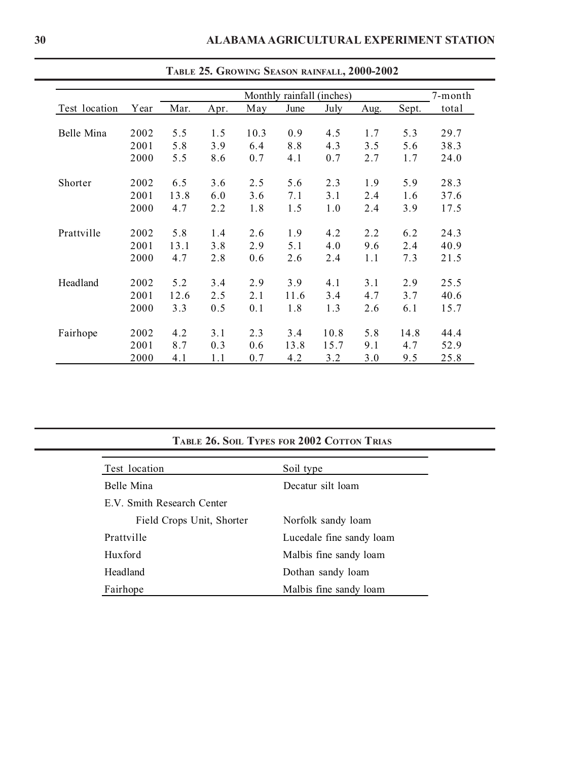**Table 25. Growing Season rainfall, 2000-2002**

| Test location | Year | Monthly rainfall (inches) | | | | | | | 7-month |
|---|---|---|---|---|---|---|---|---|---|
| | | Mar. | Apr. | May | June | July | Aug. | Sept. | total |
| Belle Mina | 2002 | 5.5 | 1.5 | 10.3 | 0.9 | 4.5 | 1.7 | 5.3 | 29.7 |
| | 2001 | 5.8 | 3.9 | 6.4 | 8.8 | 4.3 | 3.5 | 5.6 | 38.3 |
| | 2000 | 5.5 | 8.6 | 0.7 | 4.1 | 0.7 | 2.7 | 1.7 | 24.0 |
| Shorter | 2002 | 6.5 | 3.6 | 2.5 | 5.6 | 2.3 | 1.9 | 5.9 | 28.3 |
| | 2001 | 13.8 | 6.0 | 3.6 | 7.1 | 3.1 | 2.4 | 1.6 | 37.6 |
| | 2000 | 4.7 | 2.2 | 1.8 | 1.5 | 1.0 | 2.4 | 3.9 | 17.5 |
| Prattville | 2002 | 5.8 | 1.4 | 2.6 | 1.9 | 4.2 | 2.2 | 6.2 | 24.3 |
| | 2001 | 13.1 | 3.8 | 2.9 | 5.1 | 4.0 | 9.6 | 2.4 | 40.9 |
| | 2000 | 4.7 | 2.8 | 0.6 | 2.6 | 2.4 | 1.1 | 7.3 | 21.5 |
| Headland | 2002 | 5.2 | 3.4 | 2.9 | 3.9 | 4.1 | 3.1 | 2.9 | 25.5 |
| | 2001 | 12.6 | 2.5 | 2.1 | 11.6 | 3.4 | 4.7 | 3.7 | 40.6 |
| | 2000 | 3.3 | 0.5 | 0.1 | 1.8 | 1.3 | 2.6 | 6.1 | 15.7 |
| Fairhope | 2002 | 4.2 | 3.1 | 2.3 | 3.4 | 10.8 | 5.8 | 14.8 | 44.4 |
| | 2001 | 8.7 | 0.3 | 0.6 | 13.8 | 15.7 | 9.1 | 4.7 | 52.9 |
| | 2000 | 4.1 | 1.1 | 0.7 | 4.2 | 3.2 | 3.0 | 9.5 | 25.8 |

**Table 26. Soil Types for 2002 Cotton Trias**

| Test location | Soil type |
|---|---|
| Belle Mina | Decatur silt loam |
| E.V. Smith Research Center | |
| Field Crops Unit, Shorter | Norfolk sandy loam |
| Prattville | Lucedale fine sandy loam |
| Huxford | Malbis fine sandy loam |
| Headland | Dothan sandy loam |
| Fairhope | Malbis fine sandy loam |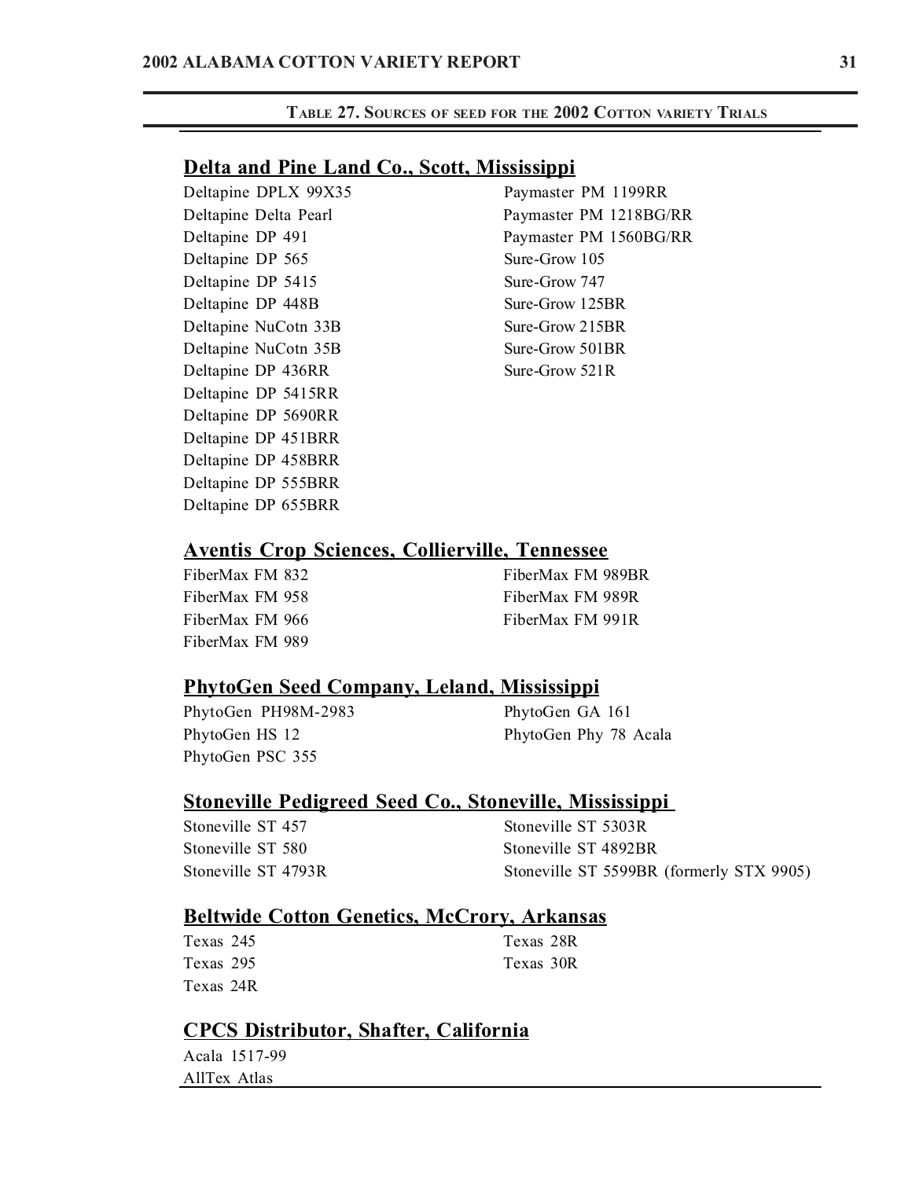**Table 27. Sources of seed for the 2002 Cotton variety Trials**

## Delta and Pine Land Co., Scott, Mississippi

Deltapine DPLX 99X35
Deltapine Delta Pearl
Deltapine DP 491
Deltapine DP 565
Deltapine DP 5415
Deltapine DP 448B
Deltapine NuCotn 33B
Deltapine NuCotn 35B
Deltapine DP 436RR
Deltapine DP 5415RR
Deltapine DP 5690RR
Deltapine DP 451BRR
Deltapine DP 458BRR
Deltapine DP 555BRR
Deltapine DP 655BRR
Paymaster PM 1199RR
Paymaster PM 1218BG/RR
Paymaster PM 1560BG/RR
Sure-Grow 105
Sure-Grow 747
Sure-Grow 125BR
Sure-Grow 215BR
Sure-Grow 501BR
Sure-Grow 521R

## Aventis Crop Sciences, Collierville, Tennessee

FiberMax FM 832
FiberMax FM 958
FiberMax FM 966
FiberMax FM 989
FiberMax FM 989BR
FiberMax FM 989R
FiberMax FM 991R

## PhytoGen Seed Company, Leland, Mississippi

PhytoGen PH98M-2983
PhytoGen HS 12
PhytoGen PSC 355
PhytoGen GA 161
PhytoGen Phy 78 Acala

## Stoneville Pedigreed Seed Co., Stoneville, Mississippi

Stoneville ST 457
Stoneville ST 580
Stoneville ST 4793R
Stoneville ST 5303R
Stoneville ST 4892BR
Stoneville ST 5599BR (formerly STX 9905)

## Beltwide Cotton Genetics, McCrory, Arkansas

Texas 245
Texas 295
Texas 24R
Texas 28R
Texas 30R

## CPCS Distributor, Shafter, California

Acala 1517-99
AllTex Atlas